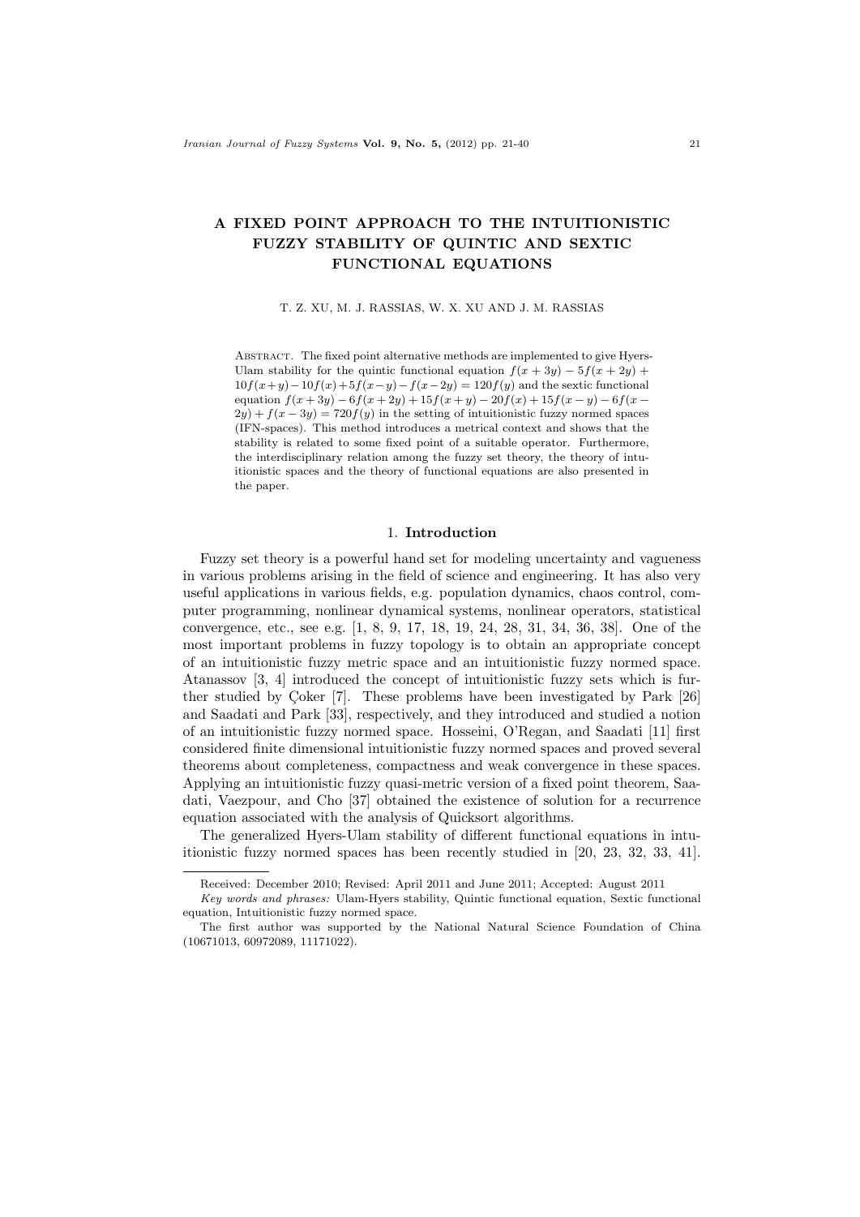# A FIXED POINT APPROACH TO THE INTUITIONISTIC FUZZY STABILITY OF QUINTIC AND SEXTIC FUNCTIONAL EQUATIONS

T. Z. XU, M. J. RASSIAS, W. X. XU AND J. M. RASSIAS

Abstract. The fixed point alternative methods are implemented to give Hyers-Ulam stability for the quintic functional equation $f(x+3y) - 5f(x+2y) + 10f(x+y) - 10f(x) + 5f(x-y) - f(x-2y) = 120f(y)$ and the sextic functional equation $f(x+3y) - 6f(x+2y) + 15f(x+y) - 20f(x) + 15f(x-y) - 6f(x-2y) + f(x-3y) = 720f(y)$ in the setting of intuitionistic fuzzy normed spaces (IFN-spaces). This method introduces a metrical context and shows that the stability is related to some fixed point of a suitable operator. Furthermore, the interdisciplinary relation among the fuzzy set theory, the theory of intuitionistic spaces and the theory of functional equations are also presented in the paper.

## 1. Introduction

Fuzzy set theory is a powerful hand set for modeling uncertainty and vagueness in various problems arising in the field of science and engineering. It has also very useful applications in various fields, e.g. population dynamics, chaos control, computer programming, nonlinear dynamical systems, nonlinear operators, statistical convergence, etc., see e.g. [1, 8, 9, 17, 18, 19, 24, 28, 31, 34, 36, 38]. One of the most important problems in fuzzy topology is to obtain an appropriate concept of an intuitionistic fuzzy metric space and an intuitionistic fuzzy normed space. Atanassov [3, 4] introduced the concept of intuitionistic fuzzy sets which is further studied by Çoker [7]. These problems have been investigated by Park [26] and Saadati and Park [33], respectively, and they introduced and studied a notion of an intuitionistic fuzzy normed space. Hosseini, O'Regan, and Saadati [11] first considered finite dimensional intuitionistic fuzzy normed spaces and proved several theorems about completeness, compactness and weak convergence in these spaces. Applying an intuitionistic fuzzy quasi-metric version of a fixed point theorem, Saadati, Vaezpour, and Cho [37] obtained the existence of solution for a recurrence equation associated with the analysis of Quicksort algorithms.

The generalized Hyers-Ulam stability of different functional equations in intuitionistic fuzzy normed spaces has been recently studied in [20, 23, 32, 33, 41].

---

Received: December 2010; Revised: April 2011 and June 2011; Accepted: August 2011

*Key words and phrases:* Ulam-Hyers stability, Quintic functional equation, Sextic functional equation, Intuitionistic fuzzy normed space.

The first author was supported by the National Natural Science Foundation of China (10671013, 60972089, 11171022).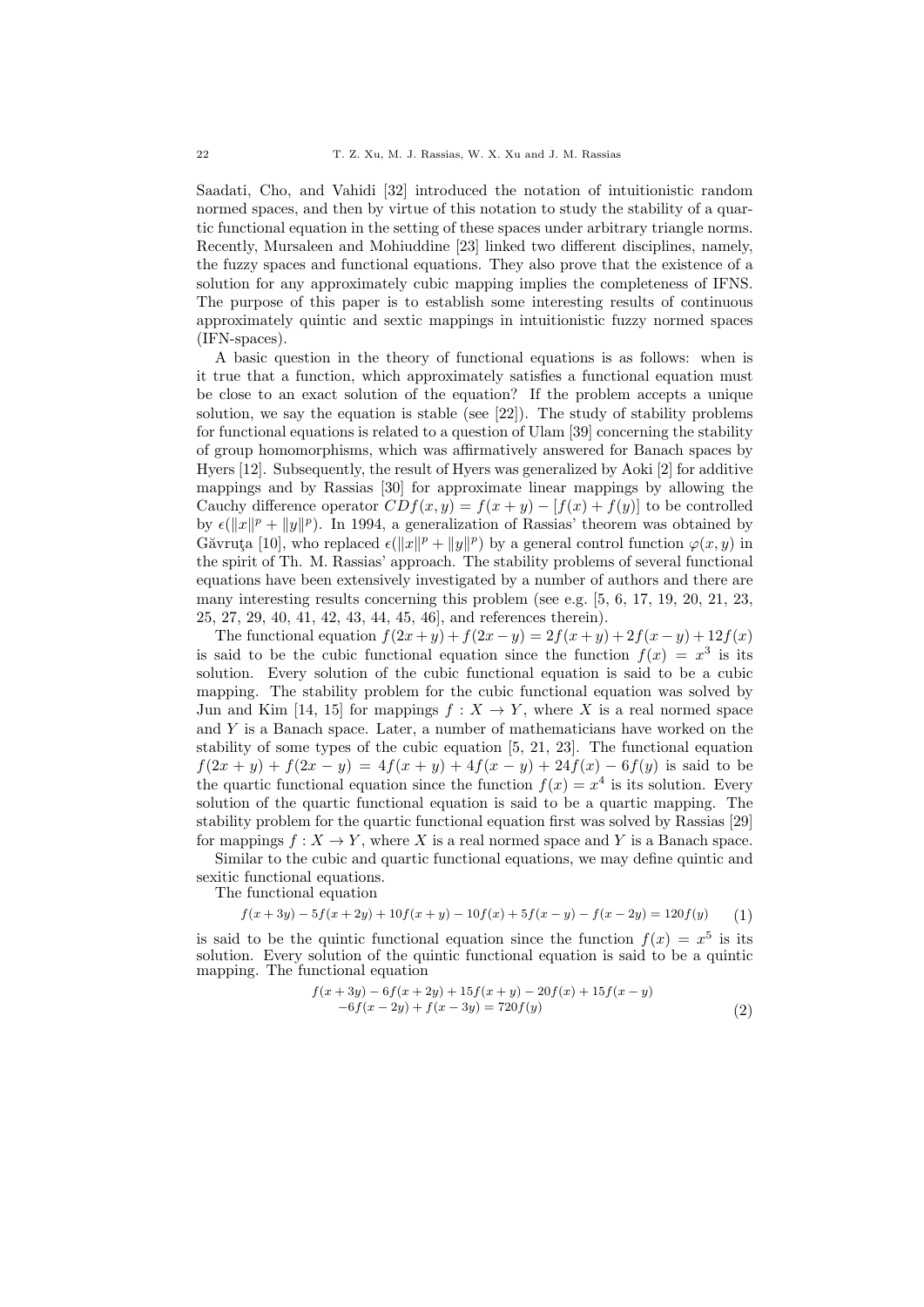Saadati, Cho, and Vahidi [32] introduced the notation of intuitionistic random normed spaces, and then by virtue of this notation to study the stability of a quartic functional equation in the setting of these spaces under arbitrary triangle norms. Recently, Mursaleen and Mohiuddine [23] linked two different disciplines, namely, the fuzzy spaces and functional equations. They also prove that the existence of a solution for any approximately cubic mapping implies the completeness of IFNS. The purpose of this paper is to establish some interesting results of continuous approximately quintic and sextic mappings in intuitionistic fuzzy normed spaces (IFN-spaces).

A basic question in the theory of functional equations is as follows: when is it true that a function, which approximately satisfies a functional equation must be close to an exact solution of the equation? If the problem accepts a unique solution, we say the equation is stable (see [22]). The study of stability problems for functional equations is related to a question of Ulam [39] concerning the stability of group homomorphisms, which was affirmatively answered for Banach spaces by Hyers [12]. Subsequently, the result of Hyers was generalized by Aoki [2] for additive mappings and by Rassias [30] for approximate linear mappings by allowing the Cauchy difference operator $CDf(x, y) = f(x + y) - [f(x) + f(y)]$ to be controlled by $\epsilon(\|x\|^p + \|y\|^p)$. In 1994, a generalization of Rassias' theorem was obtained by Găvruţa [10], who replaced $\epsilon(\|x\|^p + \|y\|^p)$ by a general control function $\varphi(x, y)$ in the spirit of Th. M. Rassias' approach. The stability problems of several functional equations have been extensively investigated by a number of authors and there are many interesting results concerning this problem (see e.g. [5, 6, 17, 19, 20, 21, 23, 25, 27, 29, 40, 41, 42, 43, 44, 45, 46], and references therein).

The functional equation $f(2x+y)+f(2x-y) = 2f(x+y)+2f(x-y)+12f(x)$ is said to be the cubic functional equation since the function $f(x) = x^3$ is its solution. Every solution of the cubic functional equation is said to be a cubic mapping. The stability problem for the cubic functional equation was solved by Jun and Kim [14, 15] for mappings $f : X \to Y$, where $X$ is a real normed space and $Y$ is a Banach space. Later, a number of mathematicians have worked on the stability of some types of the cubic equation [5, 21, 23]. The functional equation $f(2x + y) + f(2x - y) = 4f(x + y) + 4f(x - y) + 24f(x) - 6f(y)$ is said to be the quartic functional equation since the function $f(x) = x^4$ is its solution. Every solution of the quartic functional equation is said to be a quartic mapping. The stability problem for the quartic functional equation first was solved by Rassias [29] for mappings $f : X \to Y$, where $X$ is a real normed space and $Y$ is a Banach space.

Similar to the cubic and quartic functional equations, we may define quintic and sexitic functional equations.

The functional equation

$$f(x+3y) - 5f(x+2y) + 10f(x+y) - 10f(x) + 5f(x-y) - f(x-2y) = 120f(y) \tag{1}$$

is said to be the quintic functional equation since the function $f(x) = x^5$ is its solution. Every solution of the quintic functional equation is said to be a quintic mapping. The functional equation

$$\begin{aligned} f(x+3y) - 6f(x+2y) + 15f(x+y) - 20f(x) + 15f(x-y) \\ -6f(x-2y) + f(x-3y) = 720f(y) \end{aligned} \tag{2}$$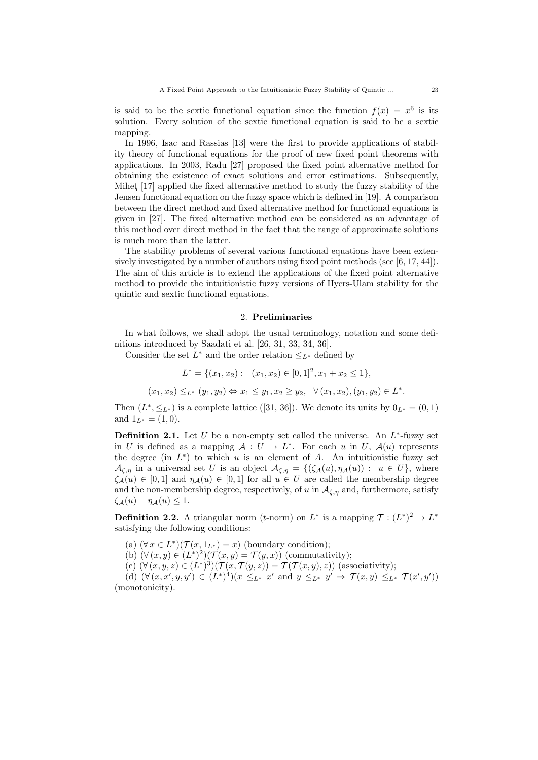is said to be the sextic functional equation since the function $f(x) = x^6$ is its solution. Every solution of the sextic functional equation is said to be a sextic mapping.

In 1996, Isac and Rassias [13] were the first to provide applications of stability theory of functional equations for the proof of new fixed point theorems with applications. In 2003, Radu [27] proposed the fixed point alternative method for obtaining the existence of exact solutions and error estimations. Subsequently, Miheţ [17] applied the fixed alternative method to study the fuzzy stability of the Jensen functional equation on the fuzzy space which is defined in [19]. A comparison between the direct method and fixed alternative method for functional equations is given in [27]. The fixed alternative method can be considered as an advantage of this method over direct method in the fact that the range of approximate solutions is much more than the latter.

The stability problems of several various functional equations have been extensively investigated by a number of authors using fixed point methods (see [6, 17, 44]). The aim of this article is to extend the applications of the fixed point alternative method to provide the intuitionistic fuzzy versions of Hyers-Ulam stability for the quintic and sextic functional equations.

## 2. Preliminaries

In what follows, we shall adopt the usual terminology, notation and some definitions introduced by Saadati et al. [26, 31, 33, 34, 36].

Consider the set $L^*$ and the order relation $\leq_{L^*}$ defined by

$$L^* = \{(x_1, x_2) : \ (x_1, x_2) \in [0,1]^2, x_1 + x_2 \leq 1\},$$

$$(x_1, x_2) \leq_{L^*} (y_1, y_2) \Leftrightarrow x_1 \leq y_1, x_2 \geq y_2, \ \ \forall\, (x_1, x_2), (y_1, y_2) \in L^*.$$

Then $(L^*, \leq_{L^*})$ is a complete lattice ([31, 36]). We denote its units by $0_{L^*} = (0, 1)$ and $1_{L^*} = (1, 0)$.

**Definition 2.1.** Let $U$ be a non-empty set called the universe. An $L^*$-fuzzy set in $U$ is defined as a mapping $\mathcal{A} : U \to L^*$. For each $u$ in $U$, $\mathcal{A}(u)$ represents the degree (in $L^*$) to which $u$ is an element of $A$. An intuitionistic fuzzy set $\mathcal{A}_{\zeta,\eta}$ in a universal set $U$ is an object $\mathcal{A}_{\zeta,\eta} = \{(\zeta_{\mathcal{A}}(u), \eta_{\mathcal{A}}(u)) : \ u \in U\}$, where $\zeta_{\mathcal{A}}(u) \in [0,1]$ and $\eta_{\mathcal{A}}(u) \in [0,1]$ for all $u \in U$ are called the membership degree and the non-membership degree, respectively, of $u$ in $\mathcal{A}_{\zeta,\eta}$ and, furthermore, satisfy $\zeta_{\mathcal{A}}(u) + \eta_{\mathcal{A}}(u) \leq 1$.

**Definition 2.2.** A triangular norm ($t$-norm) on $L^*$ is a mapping $\mathcal{T} : (L^*)^2 \to L^*$ satisfying the following conditions:

(a) $(\forall\, x \in L^*)(\mathcal{T}(x, 1_{L^*}) = x)$ (boundary condition);

(b) $(\forall\, (x, y) \in (L^*)^2)(\mathcal{T}(x, y) = \mathcal{T}(y, x))$ (commutativity);

(c) $(\forall\, (x, y, z) \in (L^*)^3)(\mathcal{T}(x, \mathcal{T}(y, z)) = \mathcal{T}(\mathcal{T}(x, y), z))$ (associativity);

(d) $(\forall\, (x, x', y, y') \in (L^*)^4)(x \leq_{L^*} x'$ and $y \leq_{L^*} y' \Rightarrow \mathcal{T}(x, y) \leq_{L^*} \mathcal{T}(x', y'))$ (monotonicity).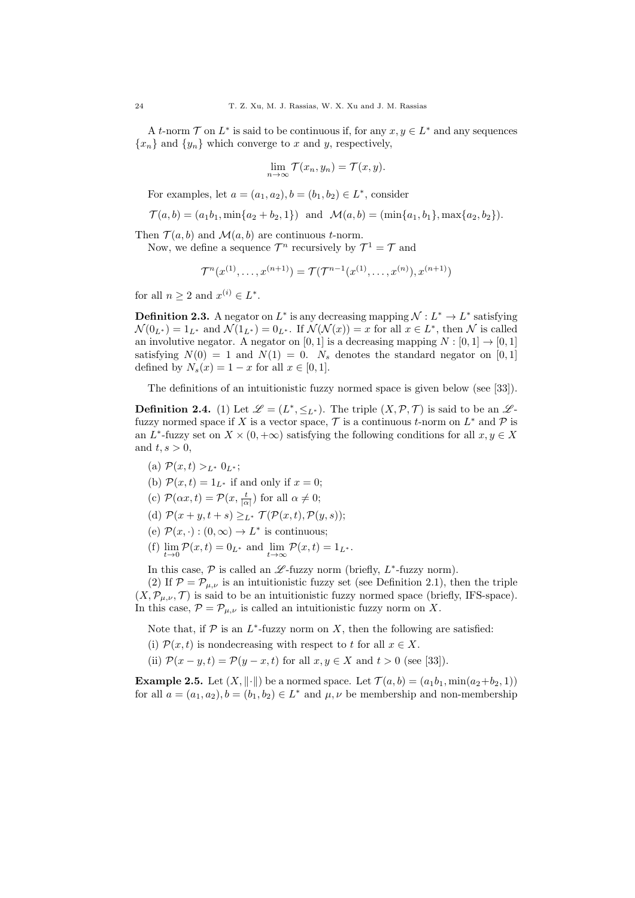A $t$-norm $\mathcal{T}$ on $L^*$ is said to be continuous if, for any $x, y \in L^*$ and any sequences $\{x_n\}$ and $\{y_n\}$ which converge to $x$ and $y$, respectively,

$$\lim_{n\to\infty} \mathcal{T}(x_n, y_n) = \mathcal{T}(x, y).$$

For examples, let $a = (a_1, a_2), b = (b_1, b_2) \in L^*$, consider

$$\mathcal{T}(a, b) = (a_1 b_1, \min\{a_2 + b_2, 1\}) \text{ and } \mathcal{M}(a, b) = (\min\{a_1, b_1\}, \max\{a_2, b_2\}).$$

Then $\mathcal{T}(a, b)$ and $\mathcal{M}(a, b)$ are continuous $t$-norm.

Now, we define a sequence $\mathcal{T}^n$ recursively by $\mathcal{T}^1 = \mathcal{T}$ and

$$\mathcal{T}^n(x^{(1)}, \ldots, x^{(n+1)}) = \mathcal{T}(\mathcal{T}^{n-1}(x^{(1)}, \ldots, x^{(n)}), x^{(n+1)})$$

for all $n \geq 2$ and $x^{(i)} \in L^*$.

**Definition 2.3.** A negator on $L^*$ is any decreasing mapping $\mathcal{N} : L^* \to L^*$ satisfying $\mathcal{N}(0_{L^*}) = 1_{L^*}$ and $\mathcal{N}(1_{L^*}) = 0_{L^*}$. If $\mathcal{N}(\mathcal{N}(x)) = x$ for all $x \in L^*$, then $\mathcal{N}$ is called an involutive negator. A negator on $[0, 1]$ is a decreasing mapping $N : [0, 1] \to [0, 1]$ satisfying $N(0) = 1$ and $N(1) = 0$. $N_s$ denotes the standard negator on $[0, 1]$ defined by $N_s(x) = 1 - x$ for all $x \in [0, 1]$.

The definitions of an intuitionistic fuzzy normed space is given below (see [33]).

**Definition 2.4.** (1) Let $\mathscr{L} = (L^*, \leq_{L^*})$. The triple $(X, \mathcal{P}, \mathcal{T})$ is said to be an $\mathscr{L}$-fuzzy normed space if $X$ is a vector space, $\mathcal{T}$ is a continuous $t$-norm on $L^*$ and $\mathcal{P}$ is an $L^*$-fuzzy set on $X \times (0, +\infty)$ satisfying the following conditions for all $x, y \in X$ and $t, s > 0$,

(a) $\mathcal{P}(x, t) >_{L^*} 0_{L^*}$;

(b) $\mathcal{P}(x, t) = 1_{L^*}$ if and only if $x = 0$;

(c) $\mathcal{P}(\alpha x, t) = \mathcal{P}(x, \frac{t}{|\alpha|})$ for all $\alpha \neq 0$;

(d) $\mathcal{P}(x + y, t + s) \geq_{L^*} \mathcal{T}(\mathcal{P}(x, t), \mathcal{P}(y, s))$;

(e) $\mathcal{P}(x, \cdot) : (0, \infty) \to L^*$ is continuous;

(f) $\lim\limits_{t\to 0} \mathcal{P}(x, t) = 0_{L^*}$ and $\lim\limits_{t\to\infty} \mathcal{P}(x, t) = 1_{L^*}$.

In this case, $\mathcal{P}$ is called an $\mathscr{L}$-fuzzy norm (briefly, $L^*$-fuzzy norm).

(2) If $\mathcal{P} = \mathcal{P}_{\mu,\nu}$ is an intuitionistic fuzzy set (see Definition 2.1), then the triple $(X, \mathcal{P}_{\mu,\nu}, \mathcal{T})$ is said to be an intuitionistic fuzzy normed space (briefly, IFS-space). In this case, $\mathcal{P} = \mathcal{P}_{\mu,\nu}$ is called an intuitionistic fuzzy norm on $X$.

Note that, if $\mathcal{P}$ is an $L^*$-fuzzy norm on $X$, then the following are satisfied:

(i) $\mathcal{P}(x, t)$ is nondecreasing with respect to $t$ for all $x \in X$.

(ii) $\mathcal{P}(x - y, t) = \mathcal{P}(y - x, t)$ for all $x, y \in X$ and $t > 0$ (see [33]).

**Example 2.5.** Let $(X, \|\cdot\|)$ be a normed space. Let $\mathcal{T}(a, b) = (a_1 b_1, \min(a_2 + b_2, 1))$ for all $a = (a_1, a_2), b = (b_1, b_2) \in L^*$ and $\mu, \nu$ be membership and non-membership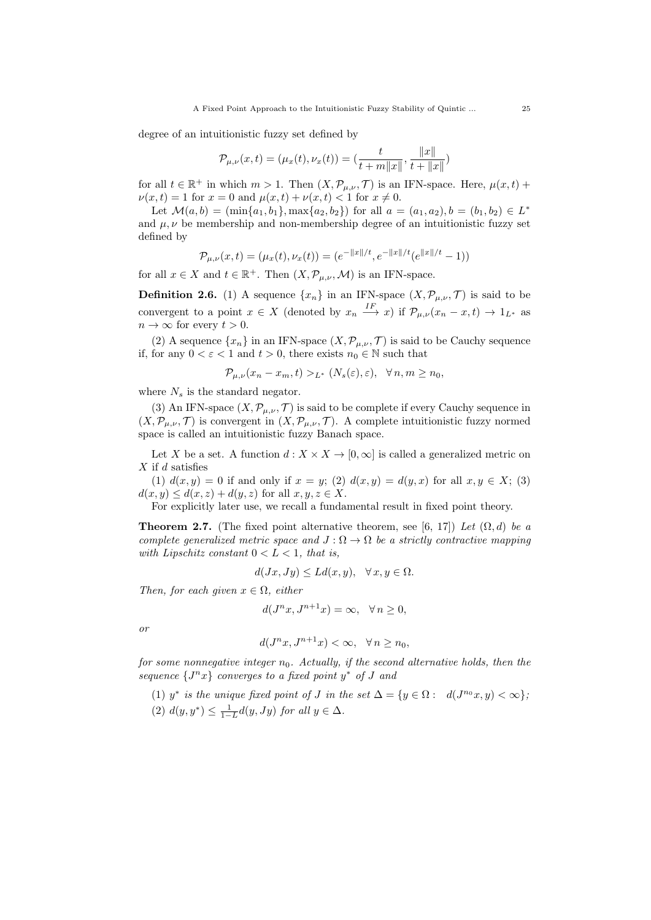degree of an intuitionistic fuzzy set defined by

$$\mathcal{P}_{\mu,\nu}(x,t) = (\mu_x(t), \nu_x(t)) = \left(\frac{t}{t + m\|x\|}, \frac{\|x\|}{t + \|x\|}\right)$$

for all $t \in \mathbb{R}^+$ in which $m > 1$. Then $(X, \mathcal{P}_{\mu,\nu}, \mathcal{T})$ is an IFN-space. Here, $\mu(x,t) + \nu(x,t) = 1$ for $x = 0$ and $\mu(x,t) + \nu(x,t) < 1$ for $x \neq 0$.

Let $\mathcal{M}(a,b) = (\min\{a_1, b_1\}, \max\{a_2, b_2\})$ for all $a = (a_1, a_2), b = (b_1, b_2) \in L^*$ and $\mu, \nu$ be membership and non-membership degree of an intuitionistic fuzzy set defined by

$$\mathcal{P}_{\mu,\nu}(x,t) = (\mu_x(t), \nu_x(t)) = (e^{-\|x\|/t}, e^{-\|x\|/t}(e^{\|x\|/t} - 1))$$

for all $x \in X$ and $t \in \mathbb{R}^+$. Then $(X, \mathcal{P}_{\mu,\nu}, \mathcal{M})$ is an IFN-space.

**Definition 2.6.** (1) A sequence $\{x_n\}$ in an IFN-space $(X, \mathcal{P}_{\mu,\nu}, \mathcal{T})$ is said to be convergent to a point $x \in X$ (denoted by $x_n \stackrel{IF}{\longrightarrow} x$) if $\mathcal{P}_{\mu,\nu}(x_n - x, t) \to 1_{L^*}$ as $n \to \infty$ for every $t > 0$.

(2) A sequence $\{x_n\}$ in an IFN-space $(X, \mathcal{P}_{\mu,\nu}, \mathcal{T})$ is said to be Cauchy sequence if, for any $0 < \varepsilon < 1$ and $t > 0$, there exists $n_0 \in \mathbb{N}$ such that

$$\mathcal{P}_{\mu,\nu}(x_n - x_m, t) >_{L^*} (N_s(\varepsilon), \varepsilon), \quad \forall\, n, m \geq n_0,$$

where $N_s$ is the standard negator.

(3) An IFN-space $(X, \mathcal{P}_{\mu,\nu}, \mathcal{T})$ is said to be complete if every Cauchy sequence in $(X, \mathcal{P}_{\mu,\nu}, \mathcal{T})$ is convergent in $(X, \mathcal{P}_{\mu,\nu}, \mathcal{T})$. A complete intuitionistic fuzzy normed space is called an intuitionistic fuzzy Banach space.

Let $X$ be a set. A function $d : X \times X \to [0, \infty]$ is called a generalized metric on $X$ if $d$ satisfies

(1) $d(x,y) = 0$ if and only if $x = y$; (2) $d(x,y) = d(y,x)$ for all $x, y \in X$; (3) $d(x,y) \leq d(x,z) + d(y,z)$ for all $x, y, z \in X$.

For explicitly later use, we recall a fundamental result in fixed point theory.

**Theorem 2.7.** (The fixed point alternative theorem, see [6, 17]) *Let $(\Omega, d)$ be a complete generalized metric space and $J : \Omega \to \Omega$ be a strictly contractive mapping with Lipschitz constant $0 < L < 1$, that is,*

$$d(Jx, Jy) \leq L d(x,y), \quad \forall\, x, y \in \Omega.$$

*Then, for each given $x \in \Omega$, either*

$$d(J^n x, J^{n+1} x) = \infty, \quad \forall\, n \geq 0,$$

*or*

$$d(J^n x, J^{n+1} x) < \infty, \quad \forall\, n \geq n_0,$$

*for some nonnegative integer $n_0$. Actually, if the second alternative holds, then the sequence $\{J^n x\}$ converges to a fixed point $y^*$ of $J$ and*

(1) *$y^*$ is the unique fixed point of $J$ in the set $\Delta = \{y \in \Omega : \ d(J^{n_0} x, y) < \infty\}$;*

(2) *$d(y, y^*) \leq \frac{1}{1-L} d(y, Jy)$ for all $y \in \Delta$.*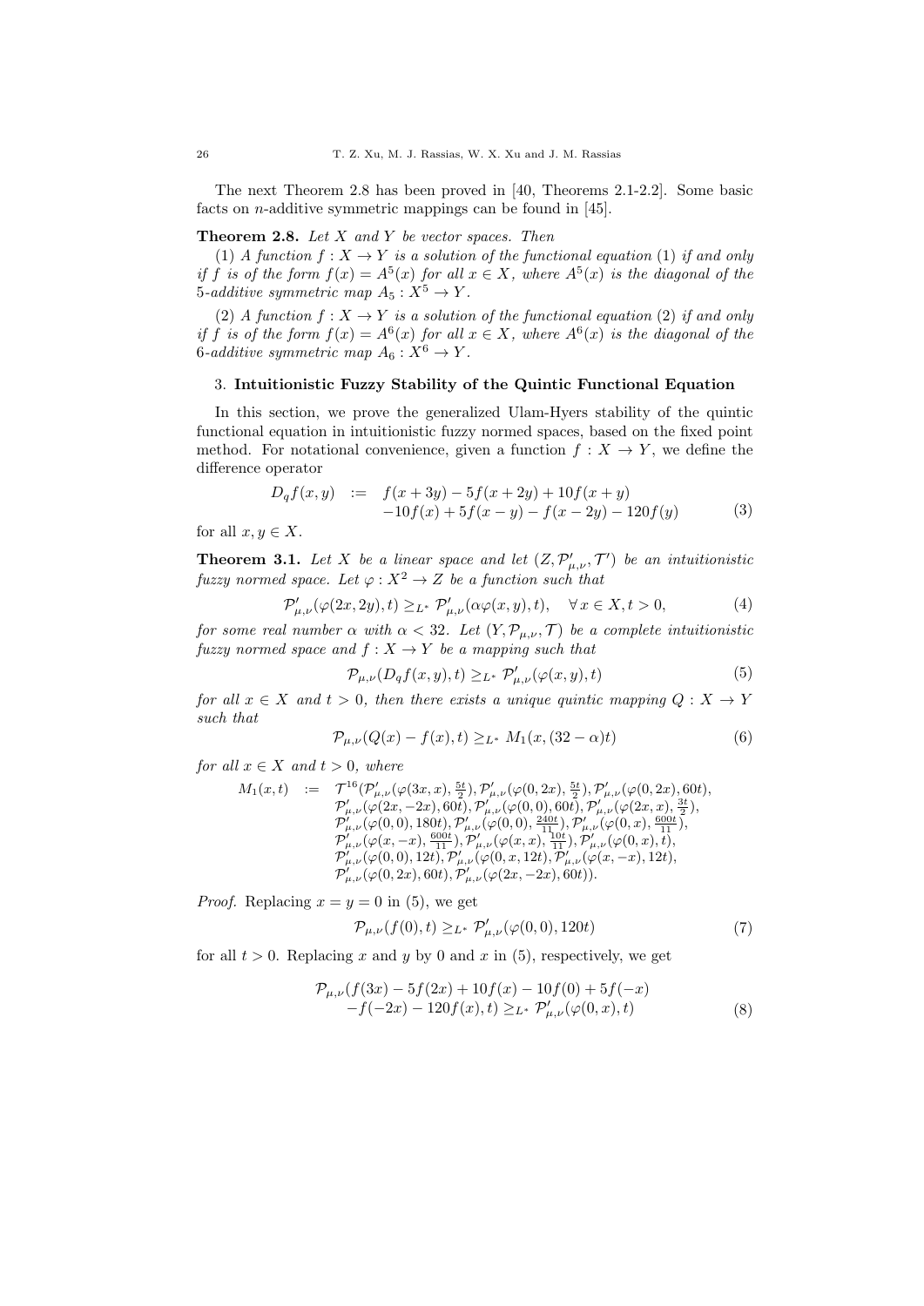The next Theorem 2.8 has been proved in [40, Theorems 2.1-2.2]. Some basic facts on $n$-additive symmetric mappings can be found in [45].

**Theorem 2.8.** *Let $X$ and $Y$ be vector spaces. Then*

*(1) A function $f : X \to Y$ is a solution of the functional equation (1) if and only if $f$ is of the form $f(x) = A^5(x)$ for all $x \in X$, where $A^5(x)$ is the diagonal of the 5-additive symmetric map $A_5 : X^5 \to Y$.*

*(2) A function $f : X \to Y$ is a solution of the functional equation (2) if and only if $f$ is of the form $f(x) = A^6(x)$ for all $x \in X$, where $A^6(x)$ is the diagonal of the 6-additive symmetric map $A_6 : X^6 \to Y$.*

## 3. Intuitionistic Fuzzy Stability of the Quintic Functional Equation

In this section, we prove the generalized Ulam-Hyers stability of the quintic functional equation in intuitionistic fuzzy normed spaces, based on the fixed point method. For notational convenience, given a function $f : X \to Y$, we define the difference operator

$$\begin{aligned} D_q f(x,y) \;:=\; & f(x+3y) - 5f(x+2y) + 10f(x+y) \\ & -10f(x) + 5f(x-y) - f(x-2y) - 120f(y) \end{aligned} \tag{3}$$

for all $x, y \in X$.

**Theorem 3.1.** *Let $X$ be a linear space and let $(Z, \mathcal{P}'_{\mu,\nu}, \mathcal{T}')$ be an intuitionistic fuzzy normed space. Let $\varphi : X^2 \to Z$ be a function such that*

$$\mathcal{P}'_{\mu,\nu}(\varphi(2x,2y),t) \geq_{L^*} \mathcal{P}'_{\mu,\nu}(\alpha\varphi(x,y),t), \quad \forall\, x \in X, t > 0, \tag{4}$$

*for some real number $\alpha$ with $\alpha < 32$. Let $(Y, \mathcal{P}_{\mu,\nu}, \mathcal{T})$ be a complete intuitionistic fuzzy normed space and $f : X \to Y$ be a mapping such that*

$$\mathcal{P}_{\mu,\nu}(D_q f(x,y),t) \geq_{L^*} \mathcal{P}'_{\mu,\nu}(\varphi(x,y),t) \tag{5}$$

*for all $x \in X$ and $t > 0$, then there exists a unique quintic mapping $Q : X \to Y$ such that*

$$\mathcal{P}_{\mu,\nu}(Q(x) - f(x),t) \geq_{L^*} M_1(x,(32-\alpha)t) \tag{6}$$

*for all $x \in X$ and $t > 0$, where*

$$\begin{aligned} M_1(x,t) \;:=\; & \mathcal{T}^{16}(\mathcal{P}'_{\mu,\nu}(\varphi(3x,x),\tfrac{5t}{2}), \mathcal{P}'_{\mu,\nu}(\varphi(0,2x),\tfrac{5t}{2}), \mathcal{P}'_{\mu,\nu}(\varphi(0,2x),60t), \\ & \mathcal{P}'_{\mu,\nu}(\varphi(2x,-2x),60t), \mathcal{P}'_{\mu,\nu}(\varphi(0,0),60t), \mathcal{P}'_{\mu,\nu}(\varphi(2x,x),\tfrac{3t}{2}), \\ & \mathcal{P}'_{\mu,\nu}(\varphi(0,0),180t), \mathcal{P}'_{\mu,\nu}(\varphi(0,0),\tfrac{240t}{11}), \mathcal{P}'_{\mu,\nu}(\varphi(0,x),\tfrac{600t}{11}), \\ & \mathcal{P}'_{\mu,\nu}(\varphi(x,-x),\tfrac{600t}{11}), \mathcal{P}'_{\mu,\nu}(\varphi(x,x),\tfrac{10t}{11}), \mathcal{P}'_{\mu,\nu}(\varphi(0,x),t), \\ & \mathcal{P}'_{\mu,\nu}(\varphi(0,0),12t), \mathcal{P}'_{\mu,\nu}(\varphi(0,x,12t), \mathcal{P}'_{\mu,\nu}(\varphi(x,-x),12t), \\ & \mathcal{P}'_{\mu,\nu}(\varphi(0,2x),60t), \mathcal{P}'_{\mu,\nu}(\varphi(2x,-2x),60t)). \end{aligned}$$

*Proof.* Replacing $x = y = 0$ in (5), we get

$$\mathcal{P}_{\mu,\nu}(f(0),t) \geq_{L^*} \mathcal{P}'_{\mu,\nu}(\varphi(0,0),120t) \tag{7}$$

for all $t > 0$. Replacing $x$ and $y$ by 0 and $x$ in (5), respectively, we get

$$\begin{aligned} \mathcal{P}_{\mu,\nu}(& f(3x) - 5f(2x) + 10f(x) - 10f(0) + 5f(-x) \\ & -f(-2x) - 120f(x),t) \geq_{L^*} \mathcal{P}'_{\mu,\nu}(\varphi(0,x),t) \end{aligned} \tag{8}$$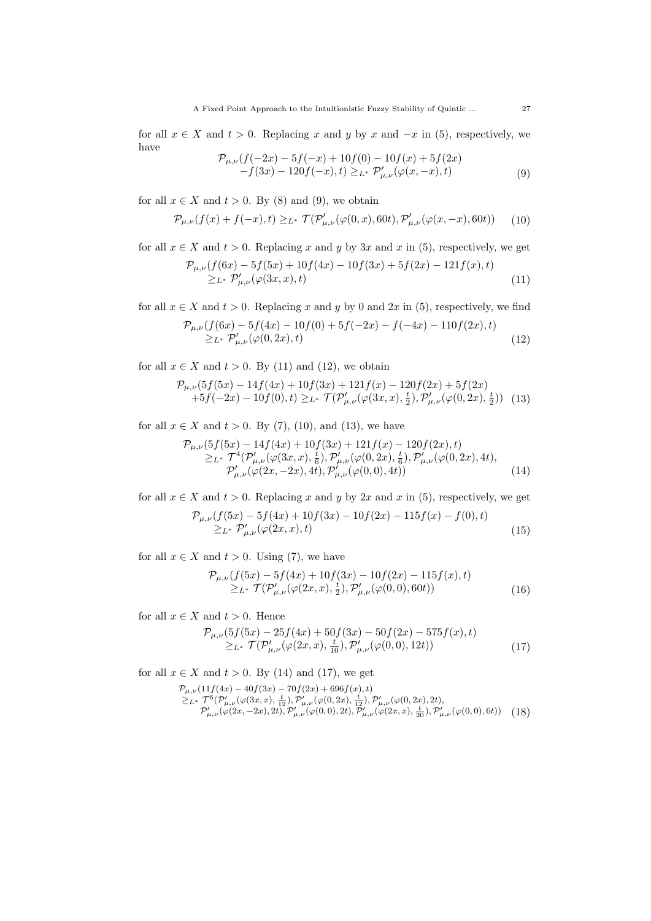for all $x \in X$ and $t > 0$. Replacing $x$ and $y$ by $x$ and $-x$ in (5), respectively, we have

$$\begin{aligned}\mathcal{P}_{\mu,\nu}(f(-2x) - 5f(-x) + 10f(0) - 10f(x) + 5f(2x) \\ -f(3x) - 120f(-x), t) \geq_{L^*} \mathcal{P}'_{\mu,\nu}(\varphi(x,-x), t)\end{aligned} \tag{9}$$

for all $x \in X$ and $t > 0$. By (8) and (9), we obtain

$$\mathcal{P}_{\mu,\nu}(f(x) + f(-x), t) \geq_{L^*} \mathcal{T}(\mathcal{P}'_{\mu,\nu}(\varphi(0,x), 60t), \mathcal{P}'_{\mu,\nu}(\varphi(x,-x), 60t)) \tag{10}$$

for all $x \in X$ and $t > 0$. Replacing $x$ and $y$ by $3x$ and $x$ in (5), respectively, we get

$$\begin{aligned}&\mathcal{P}_{\mu,\nu}(f(6x) - 5f(5x) + 10f(4x) - 10f(3x) + 5f(2x) - 121f(x), t) \\ &\geq_{L^*} \mathcal{P}'_{\mu,\nu}(\varphi(3x,x), t)\end{aligned} \tag{11}$$

for all $x \in X$ and $t > 0$. Replacing $x$ and $y$ by $0$ and $2x$ in (5), respectively, we find

$$\begin{aligned}&\mathcal{P}_{\mu,\nu}(f(6x) - 5f(4x) - 10f(0) + 5f(-2x) - f(-4x) - 110f(2x), t) \\ &\geq_{L^*} \mathcal{P}'_{\mu,\nu}(\varphi(0,2x), t)\end{aligned} \tag{12}$$

for all $x \in X$ and $t > 0$. By (11) and (12), we obtain

$$\begin{aligned}&\mathcal{P}_{\mu,\nu}(5f(5x) - 14f(4x) + 10f(3x) + 121f(x) - 120f(2x) + 5f(2x) \\ &+5f(-2x) - 10f(0), t) \geq_{L^*} \mathcal{T}(\mathcal{P}'_{\mu,\nu}(\varphi(3x,x), \tfrac{t}{2}), \mathcal{P}'_{\mu,\nu}(\varphi(0,2x), \tfrac{t}{2}))\end{aligned} \tag{13}$$

for all $x \in X$ and $t > 0$. By (7), (10), and (13), we have

$$\begin{aligned}&\mathcal{P}_{\mu,\nu}(5f(5x) - 14f(4x) + 10f(3x) + 121f(x) - 120f(2x), t) \\ &\geq_{L^*} \mathcal{T}^4(\mathcal{P}'_{\mu,\nu}(\varphi(3x,x), \tfrac{t}{6}), \mathcal{P}'_{\mu,\nu}(\varphi(0,2x), \tfrac{t}{6}), \mathcal{P}'_{\mu,\nu}(\varphi(0,2x), 4t), \\ &\quad \mathcal{P}'_{\mu,\nu}(\varphi(2x,-2x), 4t), \mathcal{P}'_{\mu,\nu}(\varphi(0,0), 4t))\end{aligned} \tag{14}$$

for all $x \in X$ and $t > 0$. Replacing $x$ and $y$ by $2x$ and $x$ in (5), respectively, we get

$$\begin{aligned}&\mathcal{P}_{\mu,\nu}(f(5x) - 5f(4x) + 10f(3x) - 10f(2x) - 115f(x) - f(0), t) \\ &\geq_{L^*} \mathcal{P}'_{\mu,\nu}(\varphi(2x,x), t)\end{aligned} \tag{15}$$

for all $x \in X$ and $t > 0$. Using (7), we have

$$\begin{aligned}&\mathcal{P}_{\mu,\nu}(f(5x) - 5f(4x) + 10f(3x) - 10f(2x) - 115f(x), t) \\ &\geq_{L^*} \mathcal{T}(\mathcal{P}'_{\mu,\nu}(\varphi(2x,x), \tfrac{t}{2}), \mathcal{P}'_{\mu,\nu}(\varphi(0,0), 60t))\end{aligned} \tag{16}$$

for all $x \in X$ and $t > 0$. Hence

$$\begin{aligned}&\mathcal{P}_{\mu,\nu}(5f(5x) - 25f(4x) + 50f(3x) - 50f(2x) - 575f(x), t) \\ &\geq_{L^*} \mathcal{T}(\mathcal{P}'_{\mu,\nu}(\varphi(2x,x), \tfrac{t}{10}), \mathcal{P}'_{\mu,\nu}(\varphi(0,0), 12t))\end{aligned} \tag{17}$$

for all $x \in X$ and $t > 0$. By (14) and (17), we get

$$\begin{aligned}&\mathcal{P}_{\mu,\nu}(11f(4x) - 40f(3x) - 70f(2x) + 696f(x), t) \\ &\geq_{L^*} \mathcal{T}^6(\mathcal{P}'_{\mu,\nu}(\varphi(3x,x), \tfrac{t}{12}), \mathcal{P}'_{\mu,\nu}(\varphi(0,2x), \tfrac{t}{12}), \mathcal{P}'_{\mu,\nu}(\varphi(0,2x), 2t), \\ &\quad \mathcal{P}'_{\mu,\nu}(\varphi(2x,-2x), 2t), \mathcal{P}'_{\mu,\nu}(\varphi(0,0), 2t), \mathcal{P}'_{\mu,\nu}(\varphi(2x,x), \tfrac{t}{20}), \mathcal{P}'_{\mu,\nu}(\varphi(0,0), 6t))\end{aligned} \tag{18}$$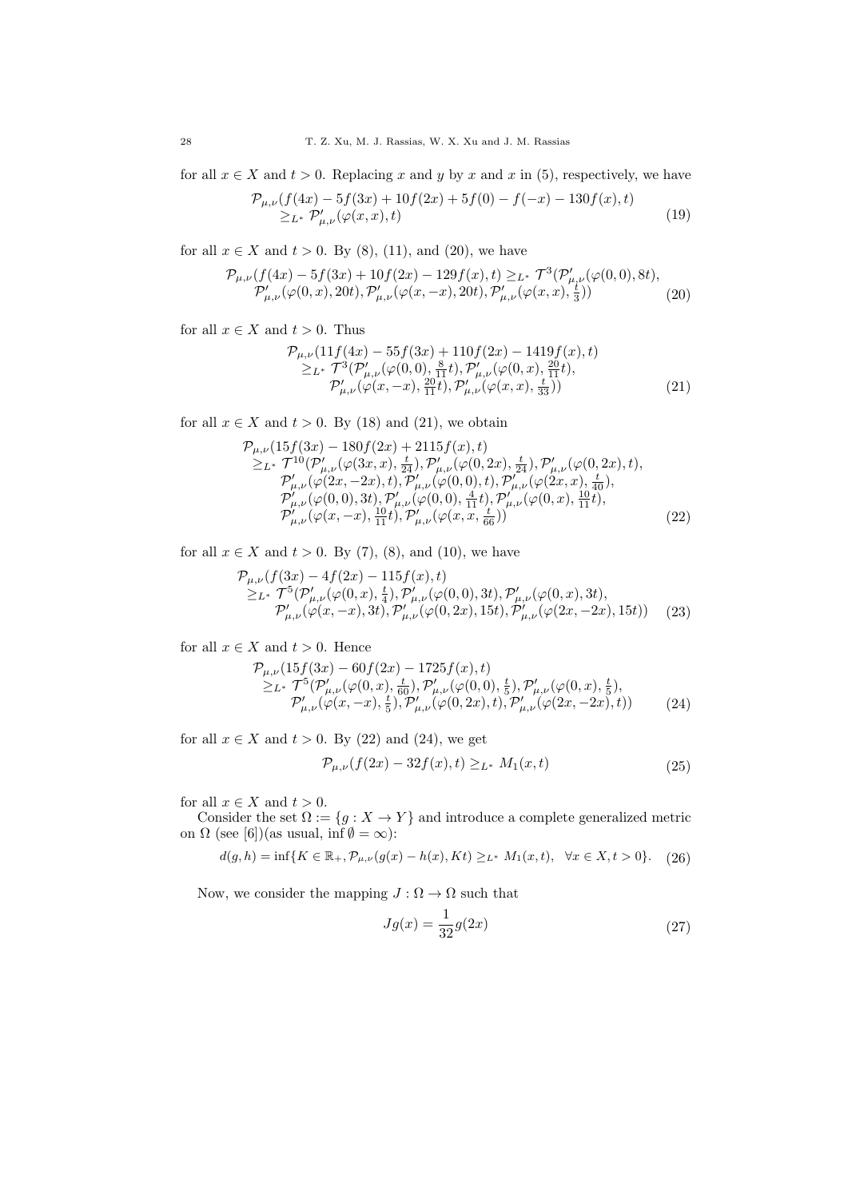for all $x \in X$ and $t > 0$. Replacing $x$ and $y$ by $x$ and $x$ in (5), respectively, we have

$$\begin{aligned}
&\mathcal{P}_{\mu,\nu}(f(4x) - 5f(3x) + 10f(2x) + 5f(0) - f(-x) - 130f(x), t) \\
&\quad \geq_{L^*} \mathcal{P}'_{\mu,\nu}(\varphi(x,x), t)
\end{aligned} \tag{19}$$

for all $x \in X$ and $t > 0$. By (8), (11), and (20), we have

$$\begin{aligned}
&\mathcal{P}_{\mu,\nu}(f(4x) - 5f(3x) + 10f(2x) - 129f(x), t) \geq_{L^*} \mathcal{T}^3(\mathcal{P}'_{\mu,\nu}(\varphi(0,0), 8t), \\
&\quad \mathcal{P}'_{\mu,\nu}(\varphi(0,x), 20t), \mathcal{P}'_{\mu,\nu}(\varphi(x,-x), 20t), \mathcal{P}'_{\mu,\nu}(\varphi(x,x), \tfrac{t}{3}))
\end{aligned} \tag{20}$$

for all $x \in X$ and $t > 0$. Thus

$$\begin{aligned}
&\mathcal{P}_{\mu,\nu}(11f(4x) - 55f(3x) + 110f(2x) - 1419f(x), t) \\
&\quad \geq_{L^*} \mathcal{T}^3(\mathcal{P}'_{\mu,\nu}(\varphi(0,0), \tfrac{8}{11}t), \mathcal{P}'_{\mu,\nu}(\varphi(0,x), \tfrac{20}{11}t), \\
&\qquad \mathcal{P}'_{\mu,\nu}(\varphi(x,-x), \tfrac{20}{11}t), \mathcal{P}'_{\mu,\nu}(\varphi(x,x), \tfrac{t}{33}))
\end{aligned} \tag{21}$$

for all $x \in X$ and $t > 0$. By (18) and (21), we obtain

$$\begin{aligned}
&\mathcal{P}_{\mu,\nu}(15f(3x) - 180f(2x) + 2115f(x), t) \\
&\quad \geq_{L^*} \mathcal{T}^{10}(\mathcal{P}'_{\mu,\nu}(\varphi(3x,x), \tfrac{t}{24}), \mathcal{P}'_{\mu,\nu}(\varphi(0,2x), \tfrac{t}{24}), \mathcal{P}'_{\mu,\nu}(\varphi(0,2x), t), \\
&\qquad \mathcal{P}'_{\mu,\nu}(\varphi(2x,-2x), t), \mathcal{P}'_{\mu,\nu}(\varphi(0,0), t), \mathcal{P}'_{\mu,\nu}(\varphi(2x,x), \tfrac{t}{40}), \\
&\qquad \mathcal{P}'_{\mu,\nu}(\varphi(0,0), 3t), \mathcal{P}'_{\mu,\nu}(\varphi(0,0), \tfrac{4}{11}t), \mathcal{P}'_{\mu,\nu}(\varphi(0,x), \tfrac{10}{11}t), \\
&\qquad \mathcal{P}'_{\mu,\nu}(\varphi(x,-x), \tfrac{10}{11}t), \mathcal{P}'_{\mu,\nu}(\varphi(x,x, \tfrac{t}{66}))
\end{aligned} \tag{22}$$

for all $x \in X$ and $t > 0$. By (7), (8), and (10), we have

$$\begin{aligned}
&\mathcal{P}_{\mu,\nu}(f(3x) - 4f(2x) - 115f(x), t) \\
&\quad \geq_{L^*} \mathcal{T}^5(\mathcal{P}'_{\mu,\nu}(\varphi(0,x), \tfrac{t}{4}), \mathcal{P}'_{\mu,\nu}(\varphi(0,0), 3t), \mathcal{P}'_{\mu,\nu}(\varphi(0,x), 3t), \\
&\qquad \mathcal{P}'_{\mu,\nu}(\varphi(x,-x), 3t), \mathcal{P}'_{\mu,\nu}(\varphi(0,2x), 15t), \mathcal{P}'_{\mu,\nu}(\varphi(2x,-2x), 15t))
\end{aligned} \tag{23}$$

for all $x \in X$ and $t > 0$. Hence

$$\begin{aligned}
&\mathcal{P}_{\mu,\nu}(15f(3x) - 60f(2x) - 1725f(x), t) \\
&\quad \geq_{L^*} \mathcal{T}^5(\mathcal{P}'_{\mu,\nu}(\varphi(0,x), \tfrac{t}{60}), \mathcal{P}'_{\mu,\nu}(\varphi(0,0), \tfrac{t}{5}), \mathcal{P}'_{\mu,\nu}(\varphi(0,x), \tfrac{t}{5}), \\
&\qquad \mathcal{P}'_{\mu,\nu}(\varphi(x,-x), \tfrac{t}{5}), \mathcal{P}'_{\mu,\nu}(\varphi(0,2x), t), \mathcal{P}'_{\mu,\nu}(\varphi(2x,-2x), t))
\end{aligned} \tag{24}$$

for all $x \in X$ and $t > 0$. By (22) and (24), we get

$$\mathcal{P}_{\mu,\nu}(f(2x) - 32f(x), t) \geq_{L^*} M_1(x,t) \tag{25}$$

for all $x \in X$ and $t > 0$.

Consider the set $\Omega := \{g : X \to Y\}$ and introduce a complete generalized metric on $\Omega$ (see [6])(as usual, $\inf \emptyset = \infty$):

$$d(g,h) = \inf\{K \in \mathbb{R}_+, \mathcal{P}_{\mu,\nu}(g(x) - h(x), Kt) \geq_{L^*} M_1(x,t), \quad \forall x \in X, t > 0\}. \tag{26}$$

Now, we consider the mapping $J : \Omega \to \Omega$ such that

$$Jg(x) = \frac{1}{32}g(2x) \tag{27}$$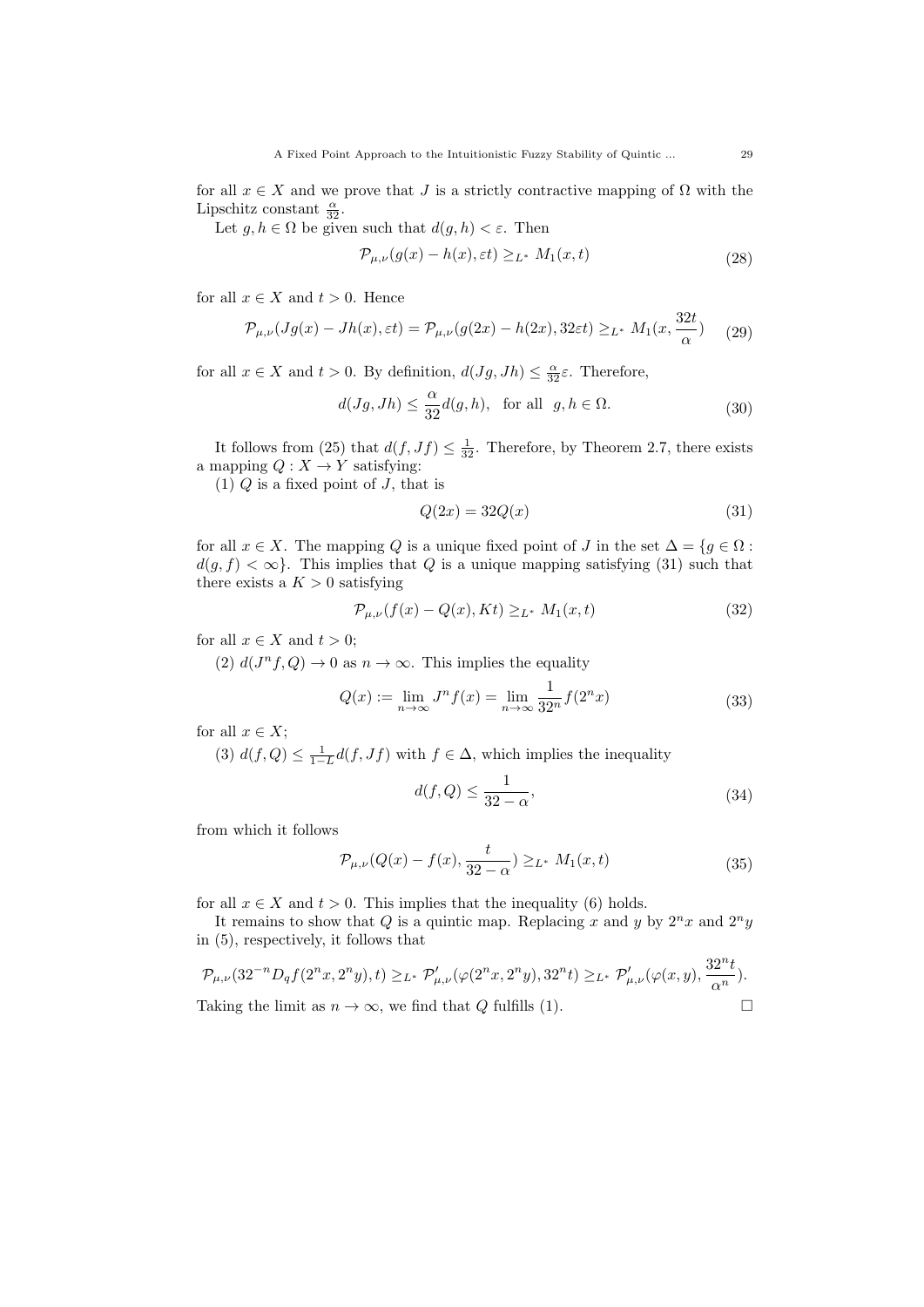for all $x \in X$ and we prove that $J$ is a strictly contractive mapping of $\Omega$ with the Lipschitz constant $\frac{\alpha}{32}$.

Let $g, h \in \Omega$ be given such that $d(g,h) < \varepsilon$. Then

$$\mathcal{P}_{\mu,\nu}(g(x) - h(x), \varepsilon t) \geq_{L^*} M_1(x,t) \tag{28}$$

for all $x \in X$ and $t > 0$. Hence

$$\mathcal{P}_{\mu,\nu}(Jg(x) - Jh(x), \varepsilon t) = \mathcal{P}_{\mu,\nu}(g(2x) - h(2x), 32\varepsilon t) \geq_{L^*} M_1(x, \frac{32t}{\alpha}) \tag{29}$$

for all $x \in X$ and $t > 0$. By definition, $d(Jg, Jh) \leq \frac{\alpha}{32}\varepsilon$. Therefore,

$$d(Jg, Jh) \leq \frac{\alpha}{32} d(g,h), \quad \text{for all} \ \ g, h \in \Omega. \tag{30}$$

It follows from (25) that $d(f, Jf) \leq \frac{1}{32}$. Therefore, by Theorem 2.7, there exists a mapping $Q : X \to Y$ satisfying:

(1) $Q$ is a fixed point of $J$, that is

$$Q(2x) = 32Q(x) \tag{31}$$

for all $x \in X$. The mapping $Q$ is a unique fixed point of $J$ in the set $\Delta = \{g \in \Omega : d(g, f) < \infty\}$. This implies that $Q$ is a unique mapping satisfying (31) such that there exists a $K > 0$ satisfying

$$\mathcal{P}_{\mu,\nu}(f(x) - Q(x), Kt) \geq_{L^*} M_1(x,t) \tag{32}$$

for all $x \in X$ and $t > 0$;

(2) $d(J^n f, Q) \to 0$ as $n \to \infty$. This implies the equality

$$Q(x) := \lim_{n\to\infty} J^n f(x) = \lim_{n\to\infty} \frac{1}{32^n} f(2^n x) \tag{33}$$

for all $x \in X$;

(3) $d(f, Q) \leq \frac{1}{1-L} d(f, Jf)$ with $f \in \Delta$, which implies the inequality

$$d(f, Q) \leq \frac{1}{32 - \alpha}, \tag{34}$$

from which it follows

$$\mathcal{P}_{\mu,\nu}(Q(x) - f(x), \frac{t}{32 - \alpha}) \geq_{L^*} M_1(x,t) \tag{35}$$

for all $x \in X$ and $t > 0$. This implies that the inequality (6) holds.

It remains to show that $Q$ is a quintic map. Replacing $x$ and $y$ by $2^n x$ and $2^n y$ in (5), respectively, it follows that

$$\mathcal{P}_{\mu,\nu}(32^{-n} D_q f(2^n x, 2^n y), t) \geq_{L^*} \mathcal{P}'_{\mu,\nu}(\varphi(2^n x, 2^n y), 32^n t) \geq_{L^*} \mathcal{P}'_{\mu,\nu}(\varphi(x,y), \frac{32^n t}{\alpha^n}).$$

Taking the limit as $n \to \infty$, we find that $Q$ fulfills (1). □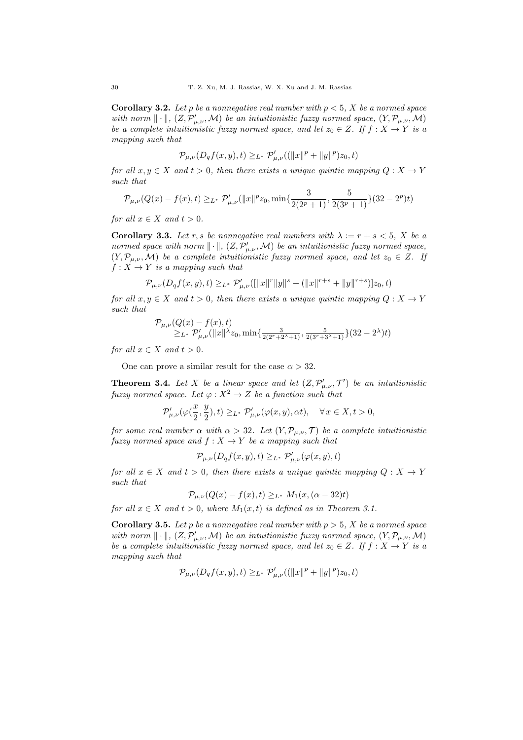**Corollary 3.2.** *Let $p$ be a nonnegative real number with $p < 5$, $X$ be a normed space with norm $\|\cdot\|$, $(Z, \mathcal{P}'_{\mu,\nu}, \mathcal{M})$ be an intuitionistic fuzzy normed space, $(Y, \mathcal{P}_{\mu,\nu}, \mathcal{M})$ be a complete intuitionistic fuzzy normed space, and let $z_0 \in Z$. If $f : X \to Y$ is a mapping such that*

$$\mathcal{P}_{\mu,\nu}(D_q f(x,y), t) \geq_{L^*} \mathcal{P}'_{\mu,\nu}((\|x\|^p + \|y\|^p)z_0, t)$$

*for all $x, y \in X$ and $t > 0$, then there exists a unique quintic mapping $Q : X \to Y$ such that*

$$\mathcal{P}_{\mu,\nu}(Q(x) - f(x), t) \geq_{L^*} \mathcal{P}'_{\mu,\nu}(\|x\|^p z_0, \min\{\frac{3}{2(2^p+1)}, \frac{5}{2(3^p+1)}\}(32 - 2^p)t)$$

*for all $x \in X$ and $t > 0$.*

**Corollary 3.3.** *Let $r, s$ be nonnegative real numbers with $\lambda := r + s < 5$, $X$ be a normed space with norm $\|\cdot\|$, $(Z, \mathcal{P}'_{\mu,\nu}, \mathcal{M})$ be an intuitionistic fuzzy normed space, $(Y, \mathcal{P}_{\mu,\nu}, \mathcal{M})$ be a complete intuitionistic fuzzy normed space, and let $z_0 \in Z$. If $f : X \to Y$ is a mapping such that*

$$\mathcal{P}_{\mu,\nu}(D_q f(x,y), t) \geq_{L^*} \mathcal{P}'_{\mu,\nu}([\|x\|^r \|y\|^s + (\|x\|^{r+s} + \|y\|^{r+s})]z_0, t)$$

*for all $x, y \in X$ and $t > 0$, then there exists a unique quintic mapping $Q : X \to Y$ such that*

$$\begin{aligned}\mathcal{P}_{\mu,\nu}&(Q(x) - f(x), t) \\ &\geq_{L^*} \mathcal{P}'_{\mu,\nu}(\|x\|^\lambda z_0, \min\{\tfrac{3}{2(2^r+2^\lambda+1)}, \tfrac{5}{2(3^r+3^\lambda+1)}\}(32 - 2^\lambda)t)\end{aligned}$$

*for all $x \in X$ and $t > 0$.*

One can prove a similar result for the case $\alpha > 32$.

**Theorem 3.4.** *Let $X$ be a linear space and let $(Z, \mathcal{P}'_{\mu,\nu}, \mathcal{T}')$ be an intuitionistic fuzzy normed space. Let $\varphi : X^2 \to Z$ be a function such that*

$$\mathcal{P}'_{\mu,\nu}(\varphi(\frac{x}{2}, \frac{y}{2}), t) \geq_{L^*} \mathcal{P}'_{\mu,\nu}(\varphi(x,y), \alpha t), \quad \forall\, x \in X, t > 0,$$

*for some real number $\alpha$ with $\alpha > 32$. Let $(Y, \mathcal{P}_{\mu,\nu}, \mathcal{T})$ be a complete intuitionistic fuzzy normed space and $f : X \to Y$ be a mapping such that*

$$\mathcal{P}_{\mu,\nu}(D_q f(x,y), t) \geq_{L^*} \mathcal{P}'_{\mu,\nu}(\varphi(x,y), t)$$

*for all $x \in X$ and $t > 0$, then there exists a unique quintic mapping $Q : X \to Y$ such that*

$$\mathcal{P}_{\mu,\nu}(Q(x) - f(x), t) \geq_{L^*} M_1(x, (\alpha - 32)t)$$

*for all $x \in X$ and $t > 0$, where $M_1(x,t)$ is defined as in Theorem 3.1.*

**Corollary 3.5.** *Let $p$ be a nonnegative real number with $p > 5$, $X$ be a normed space with norm $\|\cdot\|$, $(Z, \mathcal{P}'_{\mu,\nu}, \mathcal{M})$ be an intuitionistic fuzzy normed space, $(Y, \mathcal{P}_{\mu,\nu}, \mathcal{M})$ be a complete intuitionistic fuzzy normed space, and let $z_0 \in Z$. If $f : X \to Y$ is a mapping such that*

$$\mathcal{P}_{\mu,\nu}(D_q f(x,y), t) \geq_{L^*} \mathcal{P}'_{\mu,\nu}((\|x\|^p + \|y\|^p)z_0, t)$$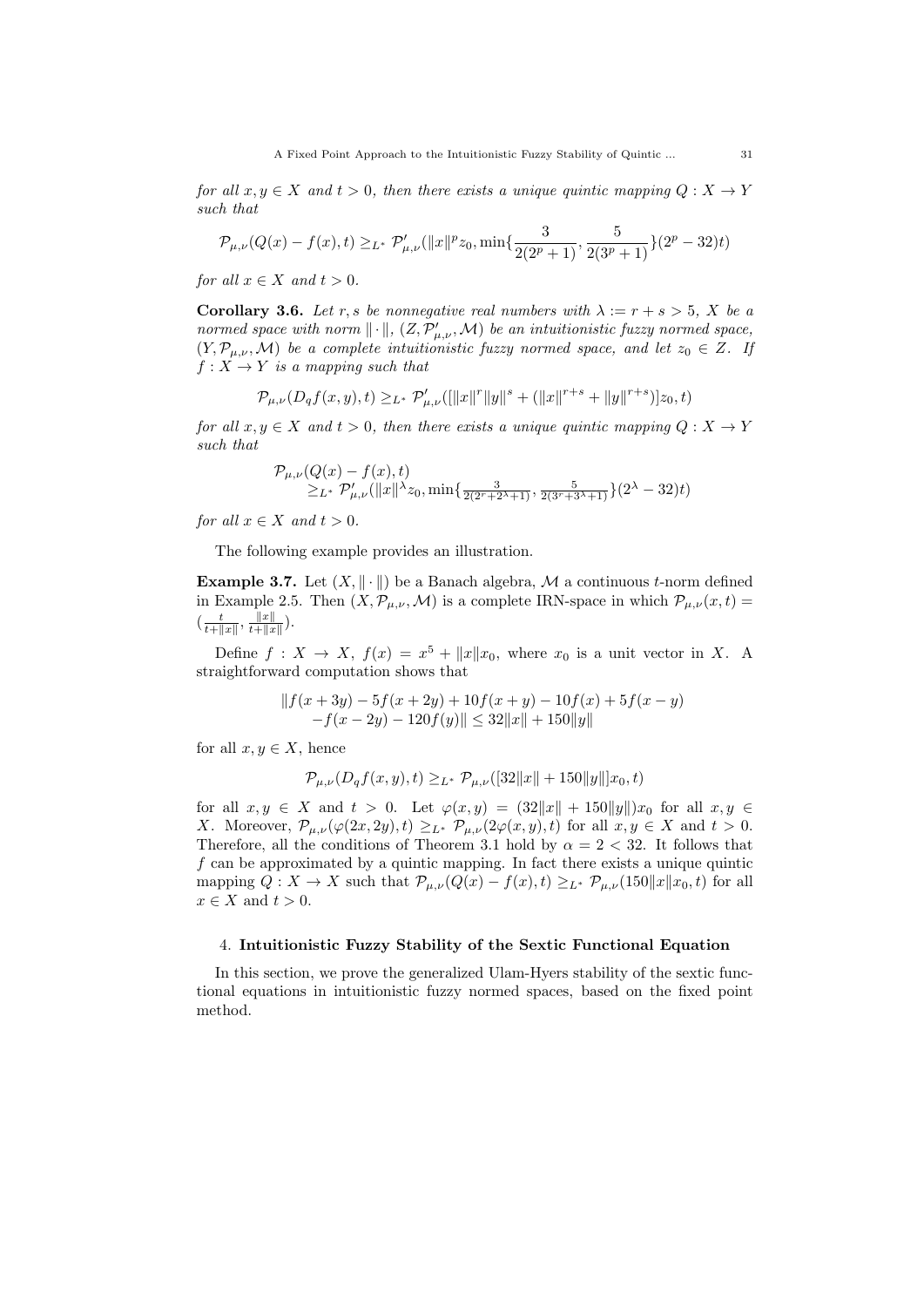*for all $x, y \in X$ and $t > 0$, then there exists a unique quintic mapping $Q : X \to Y$ such that*

$$\mathcal{P}_{\mu,\nu}(Q(x) - f(x), t) \geq_{L^*} \mathcal{P}'_{\mu,\nu}(\|x\|^p z_0, \min\{\frac{3}{2(2^p+1)}, \frac{5}{2(3^p+1)}\}(2^p - 32)t)$$

*for all $x \in X$ and $t > 0$.*

**Corollary 3.6.** *Let $r, s$ be nonnegative real numbers with $\lambda := r + s > 5$, $X$ be a normed space with norm $\|\cdot\|$, $(Z, \mathcal{P}'_{\mu,\nu}, \mathcal{M})$ be an intuitionistic fuzzy normed space, $(Y, \mathcal{P}_{\mu,\nu}, \mathcal{M})$ be a complete intuitionistic fuzzy normed space, and let $z_0 \in Z$. If $f : X \to Y$ is a mapping such that*

$$\mathcal{P}_{\mu,\nu}(D_q f(x,y), t) \geq_{L^*} \mathcal{P}'_{\mu,\nu}([\|x\|^r \|y\|^s + (\|x\|^{r+s} + \|y\|^{r+s})]z_0, t)$$

*for all $x, y \in X$ and $t > 0$, then there exists a unique quintic mapping $Q : X \to Y$ such that*

$$\begin{aligned}&\mathcal{P}_{\mu,\nu}(Q(x) - f(x), t)\\ &\quad \geq_{L^*} \mathcal{P}'_{\mu,\nu}(\|x\|^\lambda z_0, \min\{\tfrac{3}{2(2^r+2^\lambda+1)}, \tfrac{5}{2(3^r+3^\lambda+1)}\}(2^\lambda - 32)t)\end{aligned}$$

*for all $x \in X$ and $t > 0$.*

The following example provides an illustration.

**Example 3.7.** Let $(X, \|\cdot\|)$ be a Banach algebra, $\mathcal{M}$ a continuous $t$-norm defined in Example 2.5. Then $(X, \mathcal{P}_{\mu,\nu}, \mathcal{M})$ is a complete IRN-space in which $\mathcal{P}_{\mu,\nu}(x,t) = (\frac{t}{t+\|x\|}, \frac{\|x\|}{t+\|x\|})$.

Define $f : X \to X$, $f(x) = x^5 + \|x\|x_0$, where $x_0$ is a unit vector in $X$. A straightforward computation shows that

$$\begin{aligned}&\|f(x+3y) - 5f(x+2y) + 10f(x+y) - 10f(x) + 5f(x-y)\\ &\quad - f(x-2y) - 120f(y)\| \leq 32\|x\| + 150\|y\|\end{aligned}$$

for all $x, y \in X$, hence

$$\mathcal{P}_{\mu,\nu}(D_q f(x,y), t) \geq_{L^*} \mathcal{P}_{\mu,\nu}([32\|x\| + 150\|y\|]x_0, t)$$

for all $x, y \in X$ and $t > 0$. Let $\varphi(x,y) = (32\|x\| + 150\|y\|)x_0$ for all $x, y \in X$. Moreover, $\mathcal{P}_{\mu,\nu}(\varphi(2x, 2y), t) \geq_{L^*} \mathcal{P}_{\mu,\nu}(2\varphi(x,y), t)$ for all $x, y \in X$ and $t > 0$. Therefore, all the conditions of Theorem 3.1 hold by $\alpha = 2 < 32$. It follows that $f$ can be approximated by a quintic mapping. In fact there exists a unique quintic mapping $Q : X \to X$ such that $\mathcal{P}_{\mu,\nu}(Q(x) - f(x), t) \geq_{L^*} \mathcal{P}_{\mu,\nu}(150\|x\|x_0, t)$ for all $x \in X$ and $t > 0$.

## 4. Intuitionistic Fuzzy Stability of the Sextic Functional Equation

In this section, we prove the generalized Ulam-Hyers stability of the sextic functional equations in intuitionistic fuzzy normed spaces, based on the fixed point method.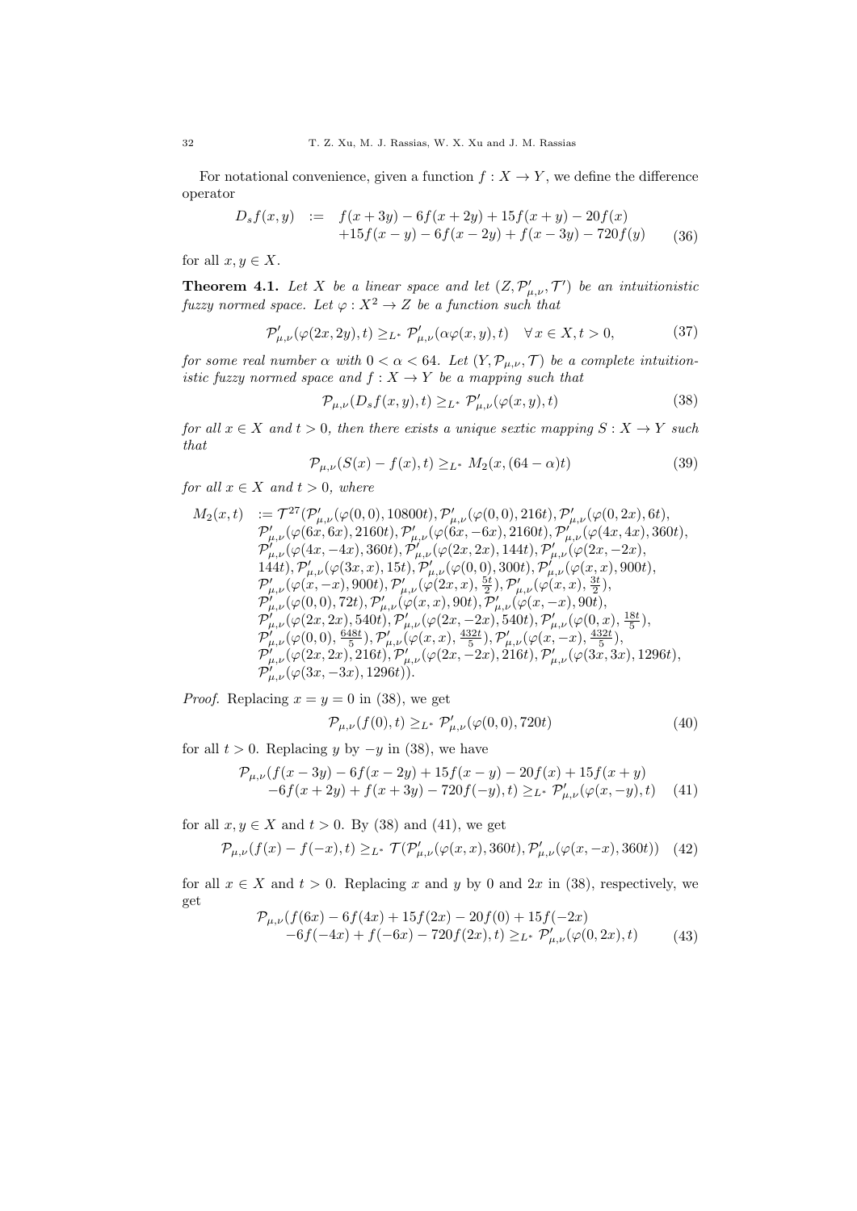For notational convenience, given a function $f : X \to Y$, we define the difference operator

$$
\begin{aligned}
D_s f(x,y) \quad := \quad & f(x+3y) - 6f(x+2y) + 15f(x+y) - 20f(x) \\
& +15f(x-y) - 6f(x-2y) + f(x-3y) - 720f(y) \qquad (36)
\end{aligned}
$$

for all $x, y \in X$.

**Theorem 4.1.** *Let $X$ be a linear space and let $(Z, \mathcal{P}'_{\mu,\nu}, \mathcal{T}')$ be an intuitionistic fuzzy normed space. Let $\varphi : X^2 \to Z$ be a function such that*

$$
\mathcal{P}'_{\mu,\nu}(\varphi(2x,2y),t) \geq_{L^*} \mathcal{P}'_{\mu,\nu}(\alpha\varphi(x,y),t) \quad \forall x \in X, t > 0, \qquad (37)
$$

*for some real number $\alpha$ with $0 < \alpha < 64$. Let $(Y, \mathcal{P}_{\mu,\nu}, \mathcal{T})$ be a complete intuitionistic fuzzy normed space and $f : X \to Y$ be a mapping such that*

$$
\mathcal{P}_{\mu,\nu}(D_s f(x,y),t) \geq_{L^*} \mathcal{P}'_{\mu,\nu}(\varphi(x,y),t) \qquad (38)
$$

*for all $x \in X$ and $t > 0$, then there exists a unique sextic mapping $S : X \to Y$ such that*

$$
\mathcal{P}_{\mu,\nu}(S(x) - f(x),t) \geq_{L^*} M_2(x,(64-\alpha)t) \qquad (39)
$$

*for all $x \in X$ and $t > 0$, where*

$$
\begin{aligned}
M_2(x,t) \quad := \; & \mathcal{T}^{27}(\mathcal{P}'_{\mu,\nu}(\varphi(0,0),10800t), \mathcal{P}'_{\mu,\nu}(\varphi(0,0),216t), \mathcal{P}'_{\mu,\nu}(\varphi(0,2x),6t), \\
& \mathcal{P}'_{\mu,\nu}(\varphi(6x,6x),2160t), \mathcal{P}'_{\mu,\nu}(\varphi(6x,-6x),2160t), \mathcal{P}'_{\mu,\nu}(\varphi(4x,4x),360t), \\
& \mathcal{P}'_{\mu,\nu}(\varphi(4x,-4x),360t), \mathcal{P}'_{\mu,\nu}(\varphi(2x,2x),144t), \mathcal{P}'_{\mu,\nu}(\varphi(2x,-2x), \\
& 144t), \mathcal{P}'_{\mu,\nu}(\varphi(3x,x),15t), \mathcal{P}'_{\mu,\nu}(\varphi(0,0),300t), \mathcal{P}'_{\mu,\nu}(\varphi(x,x),900t), \\
& \mathcal{P}'_{\mu,\nu}(\varphi(x,-x),900t), \mathcal{P}'_{\mu,\nu}(\varphi(2x,x),\tfrac{5t}{2}), \mathcal{P}'_{\mu,\nu}(\varphi(x,x),\tfrac{3t}{2}), \\
& \mathcal{P}'_{\mu,\nu}(\varphi(0,0),72t), \mathcal{P}'_{\mu,\nu}(\varphi(x,x),90t), \mathcal{P}'_{\mu,\nu}(\varphi(x,-x),90t), \\
& \mathcal{P}'_{\mu,\nu}(\varphi(2x,2x),540t), \mathcal{P}'_{\mu,\nu}(\varphi(2x,-2x),540t), \mathcal{P}'_{\mu,\nu}(\varphi(0,x),\tfrac{18t}{5}), \\
& \mathcal{P}'_{\mu,\nu}(\varphi(0,0),\tfrac{648t}{5}), \mathcal{P}'_{\mu,\nu}(\varphi(x,x),\tfrac{432t}{5}), \mathcal{P}'_{\mu,\nu}(\varphi(x,-x),\tfrac{432t}{5}), \\
& \mathcal{P}'_{\mu,\nu}(\varphi(2x,2x),216t), \mathcal{P}'_{\mu,\nu}(\varphi(2x,-2x),216t), \mathcal{P}'_{\mu,\nu}(\varphi(3x,3x),1296t), \\
& \mathcal{P}'_{\mu,\nu}(\varphi(3x,-3x),1296t)).
\end{aligned}
$$

*Proof.* Replacing $x = y = 0$ in (38), we get

$$
\mathcal{P}_{\mu,\nu}(f(0),t) \geq_{L^*} \mathcal{P}'_{\mu,\nu}(\varphi(0,0),720t) \qquad (40)
$$

for all $t > 0$. Replacing $y$ by $-y$ in (38), we have

$$
\begin{aligned}
\mathcal{P}_{\mu,\nu}(& f(x-3y) - 6f(x-2y) + 15f(x-y) - 20f(x) + 15f(x+y) \\
& -6f(x+2y) + f(x+3y) - 720f(-y),t) \geq_{L^*} \mathcal{P}'_{\mu,\nu}(\varphi(x,-y),t) \qquad (41)
\end{aligned}
$$

for all $x, y \in X$ and $t > 0$. By (38) and (41), we get

$$
\mathcal{P}_{\mu,\nu}(f(x) - f(-x),t) \geq_{L^*} \mathcal{T}(\mathcal{P}'_{\mu,\nu}(\varphi(x,x),360t), \mathcal{P}'_{\mu,\nu}(\varphi(x,-x),360t)) \qquad (42)
$$

for all $x \in X$ and $t > 0$. Replacing $x$ and $y$ by $0$ and $2x$ in (38), respectively, we get

$$
\begin{aligned}
\mathcal{P}_{\mu,\nu}(& f(6x) - 6f(4x) + 15f(2x) - 20f(0) + 15f(-2x) \\
& -6f(-4x) + f(-6x) - 720f(2x),t) \geq_{L^*} \mathcal{P}'_{\mu,\nu}(\varphi(0,2x),t) \qquad (43)
\end{aligned}
$$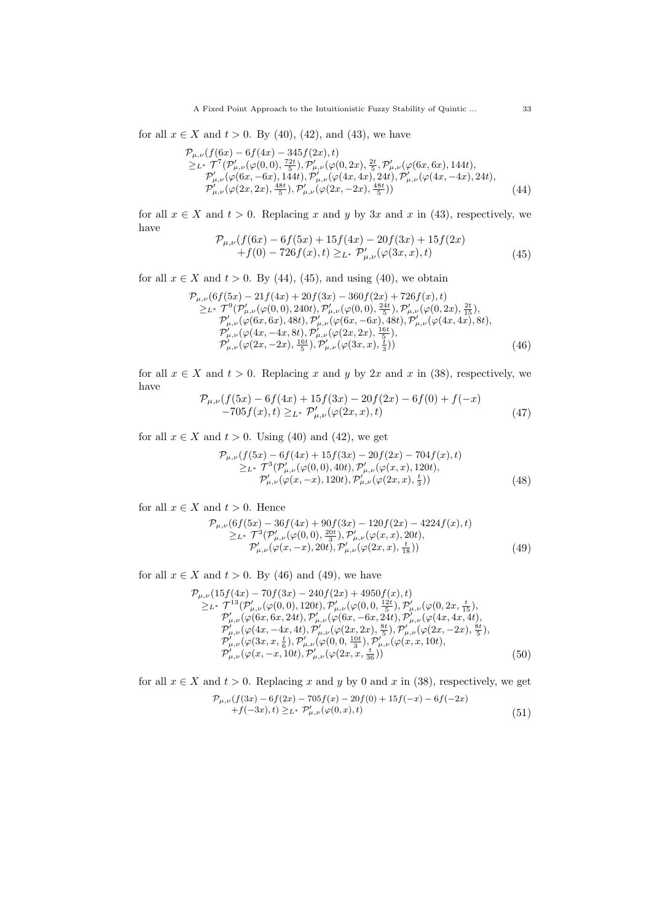for all $x \in X$ and $t > 0$. By (40), (42), and (43), we have

$$
\begin{aligned}
&\mathcal{P}_{\mu,\nu}(f(6x) - 6f(4x) - 345f(2x), t) \\
&\geq_{L^*} \mathcal{T}^7(\mathcal{P}'_{\mu,\nu}(\varphi(0,0), \tfrac{72t}{5}), \mathcal{P}'_{\mu,\nu}(\varphi(0,2x), \tfrac{2t}{5}, \mathcal{P}'_{\mu,\nu}(\varphi(6x,6x), 144t), \\
&\quad \mathcal{P}'_{\mu,\nu}(\varphi(6x,-6x), 144t), \mathcal{P}'_{\mu,\nu}(\varphi(4x,4x), 24t), \mathcal{P}'_{\mu,\nu}(\varphi(4x,-4x), 24t), \\
&\quad \mathcal{P}'_{\mu,\nu}(\varphi(2x,2x), \tfrac{48t}{5}), \mathcal{P}'_{\mu,\nu}(\varphi(2x,-2x), \tfrac{48t}{5})) \qquad (44)
\end{aligned}
$$

for all $x \in X$ and $t > 0$. Replacing $x$ and $y$ by $3x$ and $x$ in (43), respectively, we have

$$
\begin{aligned}
&\mathcal{P}_{\mu,\nu}(f(6x) - 6f(5x) + 15f(4x) - 20f(3x) + 15f(2x) \\
&\quad + f(0) - 726f(x), t) \geq_{L^*} \mathcal{P}'_{\mu,\nu}(\varphi(3x,x), t) \qquad (45)
\end{aligned}
$$

for all $x \in X$ and $t > 0$. By (44), (45), and using (40), we obtain

$$
\begin{aligned}
&\mathcal{P}_{\mu,\nu}(6f(5x) - 21f(4x) + 20f(3x) - 360f(2x) + 726f(x), t) \\
&\geq_{L^*} \mathcal{T}^9(\mathcal{P}'_{\mu,\nu}(\varphi(0,0), 240t), \mathcal{P}'_{\mu,\nu}(\varphi(0,0), \tfrac{24t}{5}), \mathcal{P}'_{\mu,\nu}(\varphi(0,2x), \tfrac{2t}{15}), \\
&\quad \mathcal{P}'_{\mu,\nu}(\varphi(6x,6x), 48t), \mathcal{P}'_{\mu,\nu}(\varphi(6x,-6x), 48t), \mathcal{P}'_{\mu,\nu}(\varphi(4x,4x), 8t), \\
&\quad \mathcal{P}'_{\mu,\nu}(\varphi(4x,-4x, 8t), \mathcal{P}'_{\mu,\nu}(\varphi(2x,2x), \tfrac{16t}{5}), \\
&\quad \mathcal{P}'_{\mu,\nu}(\varphi(2x,-2x), \tfrac{16t}{5}), \mathcal{P}'_{\mu,\nu}(\varphi(3x,x), \tfrac{t}{3})) \qquad (46)
\end{aligned}
$$

for all $x \in X$ and $t > 0$. Replacing $x$ and $y$ by $2x$ and $x$ in (38), respectively, we have

$$
\begin{aligned}
&\mathcal{P}_{\mu,\nu}(f(5x) - 6f(4x) + 15f(3x) - 20f(2x) - 6f(0) + f(-x) \\
&\quad - 705f(x), t) \geq_{L^*} \mathcal{P}'_{\mu,\nu}(\varphi(2x,x), t) \qquad (47)
\end{aligned}
$$

for all $x \in X$ and $t > 0$. Using (40) and (42), we get

$$
\begin{aligned}
&\mathcal{P}_{\mu,\nu}(f(5x) - 6f(4x) + 15f(3x) - 20f(2x) - 704f(x), t) \\
&\quad \geq_{L^*} \mathcal{T}^3(\mathcal{P}'_{\mu,\nu}(\varphi(0,0), 40t), \mathcal{P}'_{\mu,\nu}(\varphi(x,x), 120t), \\
&\quad \mathcal{P}'_{\mu,\nu}(\varphi(x,-x), 120t), \mathcal{P}'_{\mu,\nu}(\varphi(2x,x), \tfrac{t}{3})) \qquad (48)
\end{aligned}
$$

for all $x \in X$ and $t > 0$. Hence

$$
\begin{aligned}
&\mathcal{P}_{\mu,\nu}(6f(5x) - 36f(4x) + 90f(3x) - 120f(2x) - 4224f(x), t) \\
&\quad \geq_{L^*} \mathcal{T}^3(\mathcal{P}'_{\mu,\nu}(\varphi(0,0), \tfrac{20t}{3}), \mathcal{P}'_{\mu,\nu}(\varphi(x,x), 20t), \\
&\quad \mathcal{P}'_{\mu,\nu}(\varphi(x,-x), 20t), \mathcal{P}'_{\mu,\nu}(\varphi(2x,x), \tfrac{t}{18})) \qquad (49)
\end{aligned}
$$

for all $x \in X$ and $t > 0$. By (46) and (49), we have

$$
\begin{aligned}
&\mathcal{P}_{\mu,\nu}(15f(4x) - 70f(3x) - 240f(2x) + 4950f(x), t) \\
&\geq_{L^*} \mathcal{T}^{13}(\mathcal{P}'_{\mu,\nu}(\varphi(0,0), 120t), \mathcal{P}'_{\mu,\nu}(\varphi(0,0, \tfrac{12t}{5}), \mathcal{P}'_{\mu,\nu}(\varphi(0,2x, \tfrac{t}{15}), \\
&\quad \mathcal{P}'_{\mu,\nu}(\varphi(6x,6x, 24t), \mathcal{P}'_{\mu,\nu}(\varphi(6x,-6x, 24t), \mathcal{P}'_{\mu,\nu}(\varphi(4x,4x, 4t), \\
&\quad \mathcal{P}'_{\mu,\nu}(\varphi(4x,-4x, 4t), \mathcal{P}'_{\mu,\nu}(\varphi(2x,2x), \tfrac{8t}{5}), \mathcal{P}'_{\mu,\nu}(\varphi(2x,-2x), \tfrac{8t}{5}), \\
&\quad \mathcal{P}'_{\mu,\nu}(\varphi(3x,x, \tfrac{t}{6}), \mathcal{P}'_{\mu,\nu}(\varphi(0,0, \tfrac{10t}{3}), \mathcal{P}'_{\mu,\nu}(\varphi(x,x, 10t), \\
&\quad \mathcal{P}'_{\mu,\nu}(\varphi(x,-x, 10t), \mathcal{P}'_{\mu,\nu}(\varphi(2x,x, \tfrac{t}{36})) \qquad (50)
\end{aligned}
$$

for all $x \in X$ and $t > 0$. Replacing $x$ and $y$ by 0 and $x$ in (38), respectively, we get

$$
\begin{aligned}
&\mathcal{P}_{\mu,\nu}(f(3x) - 6f(2x) - 705f(x) - 20f(0) + 15f(-x) - 6f(-2x) \\
&\quad + f(-3x), t) \geq_{L^*} \mathcal{P}'_{\mu,\nu}(\varphi(0,x), t) \qquad (51)
\end{aligned}
$$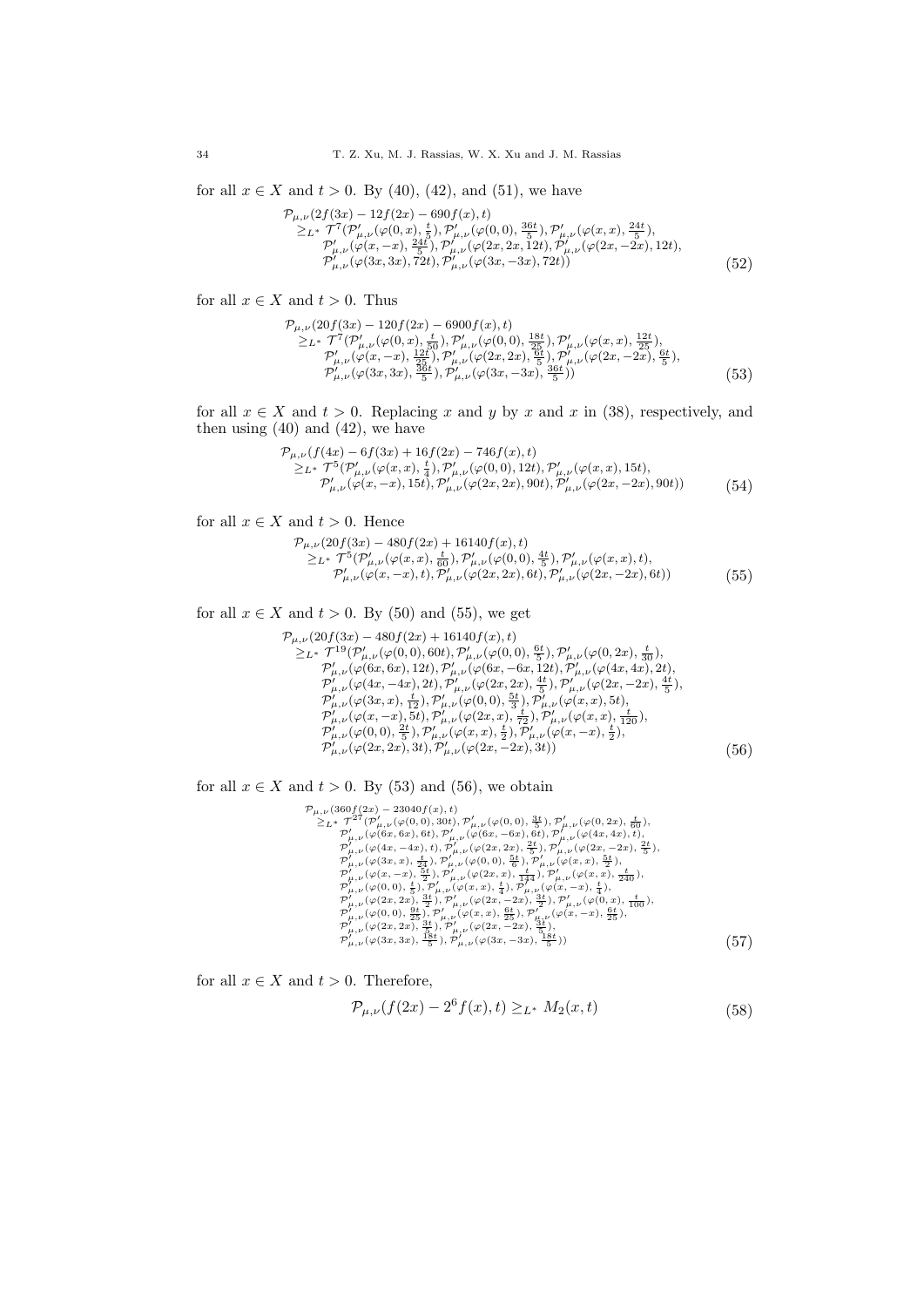for all $x \in X$ and $t > 0$. By (40), (42), and (51), we have

$$
\begin{aligned}
&\mathcal{P}_{\mu,\nu}(2f(3x) - 12f(2x) - 690f(x), t) \\
&\quad \geq_{L^*} \mathcal{T}^7(\mathcal{P}'_{\mu,\nu}(\varphi(0,x), \tfrac{t}{5}), \mathcal{P}'_{\mu,\nu}(\varphi(0,0), \tfrac{36t}{5}), \mathcal{P}'_{\mu,\nu}(\varphi(x,x), \tfrac{24t}{5}), \\
&\qquad \mathcal{P}'_{\mu,\nu}(\varphi(x,-x), \tfrac{24t}{5}), \mathcal{P}'_{\mu,\nu}(\varphi(2x,2x,12t), \mathcal{P}'_{\mu,\nu}(\varphi(2x,-2x), 12t), \\
&\qquad \mathcal{P}'_{\mu,\nu}(\varphi(3x,3x), 72t), \mathcal{P}'_{\mu,\nu}(\varphi(3x,-3x), 72t))
\end{aligned}
\tag{52}
$$

for all $x \in X$ and $t > 0$. Thus

$$
\begin{aligned}
&\mathcal{P}_{\mu,\nu}(20f(3x) - 120f(2x) - 6900f(x), t) \\
&\quad \geq_{L^*} \mathcal{T}^7(\mathcal{P}'_{\mu,\nu}(\varphi(0,x), \tfrac{t}{50}), \mathcal{P}'_{\mu,\nu}(\varphi(0,0), \tfrac{18t}{25}), \mathcal{P}'_{\mu,\nu}(\varphi(x,x), \tfrac{12t}{25}), \\
&\qquad \mathcal{P}'_{\mu,\nu}(\varphi(x,-x), \tfrac{12t}{25}), \mathcal{P}'_{\mu,\nu}(\varphi(2x,2x), \tfrac{6t}{5}), \mathcal{P}'_{\mu,\nu}(\varphi(2x,-2x), \tfrac{6t}{5}), \\
&\qquad \mathcal{P}'_{\mu,\nu}(\varphi(3x,3x), \tfrac{36t}{5}), \mathcal{P}'_{\mu,\nu}(\varphi(3x,-3x), \tfrac{36t}{5}))
\end{aligned}
\tag{53}
$$

for all $x \in X$ and $t > 0$. Replacing $x$ and $y$ by $x$ and $x$ in (38), respectively, and then using (40) and (42), we have

$$
\begin{aligned}
&\mathcal{P}_{\mu,\nu}(f(4x) - 6f(3x) + 16f(2x) - 746f(x), t) \\
&\quad \geq_{L^*} \mathcal{T}^5(\mathcal{P}'_{\mu,\nu}(\varphi(x,x), \tfrac{t}{4}), \mathcal{P}'_{\mu,\nu}(\varphi(0,0), 12t), \mathcal{P}'_{\mu,\nu}(\varphi(x,x), 15t), \\
&\qquad \mathcal{P}'_{\mu,\nu}(\varphi(x,-x), 15t), \mathcal{P}'_{\mu,\nu}(\varphi(2x,2x), 90t), \mathcal{P}'_{\mu,\nu}(\varphi(2x,-2x), 90t))
\end{aligned}
\tag{54}
$$

for all $x \in X$ and $t > 0$. Hence

$$
\begin{aligned}
&\mathcal{P}_{\mu,\nu}(20f(3x) - 480f(2x) + 16140f(x), t) \\
&\quad \geq_{L^*} \mathcal{T}^5(\mathcal{P}'_{\mu,\nu}(\varphi(x,x), \tfrac{t}{60}), \mathcal{P}'_{\mu,\nu}(\varphi(0,0), \tfrac{4t}{5}), \mathcal{P}'_{\mu,\nu}(\varphi(x,x), t), \\
&\qquad \mathcal{P}'_{\mu,\nu}(\varphi(x,-x), t), \mathcal{P}'_{\mu,\nu}(\varphi(2x,2x), 6t), \mathcal{P}'_{\mu,\nu}(\varphi(2x,-2x), 6t))
\end{aligned}
\tag{55}
$$

for all $x \in X$ and $t > 0$. By (50) and (55), we get

$$
\begin{aligned}
&\mathcal{P}_{\mu,\nu}(20f(3x) - 480f(2x) + 16140f(x), t) \\
&\quad \geq_{L^*} \mathcal{T}^{19}(\mathcal{P}'_{\mu,\nu}(\varphi(0,0), 60t), \mathcal{P}'_{\mu,\nu}(\varphi(0,0), \tfrac{6t}{5}), \mathcal{P}'_{\mu,\nu}(\varphi(0,2x), \tfrac{t}{30}), \\
&\qquad \mathcal{P}'_{\mu,\nu}(\varphi(6x,6x), 12t), \mathcal{P}'_{\mu,\nu}(\varphi(6x,-6x, 12t), \mathcal{P}'_{\mu,\nu}(\varphi(4x,4x), 2t), \\
&\qquad \mathcal{P}'_{\mu,\nu}(\varphi(4x,-4x), 2t), \mathcal{P}'_{\mu,\nu}(\varphi(2x,2x), \tfrac{4t}{5}), \mathcal{P}'_{\mu,\nu}(\varphi(2x,-2x), \tfrac{4t}{5}), \\
&\qquad \mathcal{P}'_{\mu,\nu}(\varphi(3x,x), \tfrac{t}{12}), \mathcal{P}'_{\mu,\nu}(\varphi(0,0), \tfrac{5t}{3}), \mathcal{P}'_{\mu,\nu}(\varphi(x,x), 5t), \\
&\qquad \mathcal{P}'_{\mu,\nu}(\varphi(x,-x), 5t), \mathcal{P}'_{\mu,\nu}(\varphi(2x,x), \tfrac{t}{72}), \mathcal{P}'_{\mu,\nu}(\varphi(x,x), \tfrac{t}{120}), \\
&\qquad \mathcal{P}'_{\mu,\nu}(\varphi(0,0), \tfrac{2t}{5}), \mathcal{P}'_{\mu,\nu}(\varphi(x,x), \tfrac{t}{2}), \mathcal{P}'_{\mu,\nu}(\varphi(x,-x), \tfrac{t}{2}), \\
&\qquad \mathcal{P}'_{\mu,\nu}(\varphi(2x,2x), 3t), \mathcal{P}'_{\mu,\nu}(\varphi(2x,-2x), 3t))
\end{aligned}
\tag{56}
$$

for all $x \in X$ and $t > 0$. By (53) and (56), we obtain

$$
\begin{aligned}
&\mathcal{P}_{\mu,\nu}(360f(2x) - 23040f(x), t) \\
&\quad \geq_{L^*} \mathcal{T}^{27}(\mathcal{P}'_{\mu,\nu}(\varphi(0,0), 30t), \mathcal{P}'_{\mu,\nu}(\varphi(0,0), \tfrac{3t}{5}), \mathcal{P}'_{\mu,\nu}(\varphi(0,2x), \tfrac{t}{60}), \\
&\qquad \mathcal{P}'_{\mu,\nu}(\varphi(6x,6x), 6t), \mathcal{P}'_{\mu,\nu}(\varphi(6x,-6x), 6t), \mathcal{P}'_{\mu,\nu}(\varphi(4x,4x), t), \\
&\qquad \mathcal{P}'_{\mu,\nu}(\varphi(4x,-4x), t), \mathcal{P}'_{\mu,\nu}(\varphi(2x,2x), \tfrac{2t}{5}), \mathcal{P}'_{\mu,\nu}(\varphi(2x,-2x), \tfrac{2t}{5}), \\
&\qquad \mathcal{P}'_{\mu,\nu}(\varphi(3x,x), \tfrac{t}{24}), \mathcal{P}'_{\mu,\nu}(\varphi(0,0), \tfrac{5t}{6}), \mathcal{P}'_{\mu,\nu}(\varphi(x,x), \tfrac{5t}{2}), \\
&\qquad \mathcal{P}'_{\mu,\nu}(\varphi(x,-x), \tfrac{5t}{2}), \mathcal{P}'_{\mu,\nu}(\varphi(2x,x), \tfrac{t}{144}), \mathcal{P}'_{\mu,\nu}(\varphi(x,x), \tfrac{t}{240}), \\
&\qquad \mathcal{P}'_{\mu,\nu}(\varphi(0,0), \tfrac{t}{5}), \mathcal{P}'_{\mu,\nu}(\varphi(x,x), \tfrac{t}{4}), \mathcal{P}'_{\mu,\nu}(\varphi(x,-x), \tfrac{t}{4}), \\
&\qquad \mathcal{P}'_{\mu,\nu}(\varphi(2x,2x), \tfrac{3t}{2}), \mathcal{P}'_{\mu,\nu}(\varphi(2x,-2x), \tfrac{3t}{2}), \mathcal{P}'_{\mu,\nu}(\varphi(0,x), \tfrac{t}{100}), \\
&\qquad \mathcal{P}'_{\mu,\nu}(\varphi(0,0), \tfrac{9t}{25}), \mathcal{P}'_{\mu,\nu}(\varphi(x,x), \tfrac{6t}{25}), \mathcal{P}'_{\mu,\nu}(\varphi(x,-x), \tfrac{6t}{25}), \\
&\qquad \mathcal{P}'_{\mu,\nu}(\varphi(2x,2x), \tfrac{3t}{5}), \mathcal{P}'_{\mu,\nu}(\varphi(2x,-2x), \tfrac{3t}{5}), \\
&\qquad \mathcal{P}'_{\mu,\nu}(\varphi(3x,3x), \tfrac{18t}{5}), \mathcal{P}'_{\mu,\nu}(\varphi(3x,-3x), \tfrac{18t}{5}))
\end{aligned}
\tag{57}
$$

for all $x \in X$ and $t > 0$. Therefore,

$$
\mathcal{P}_{\mu,\nu}(f(2x) - 2^6 f(x), t) \geq_{L^*} M_2(x,t)
\tag{58}
$$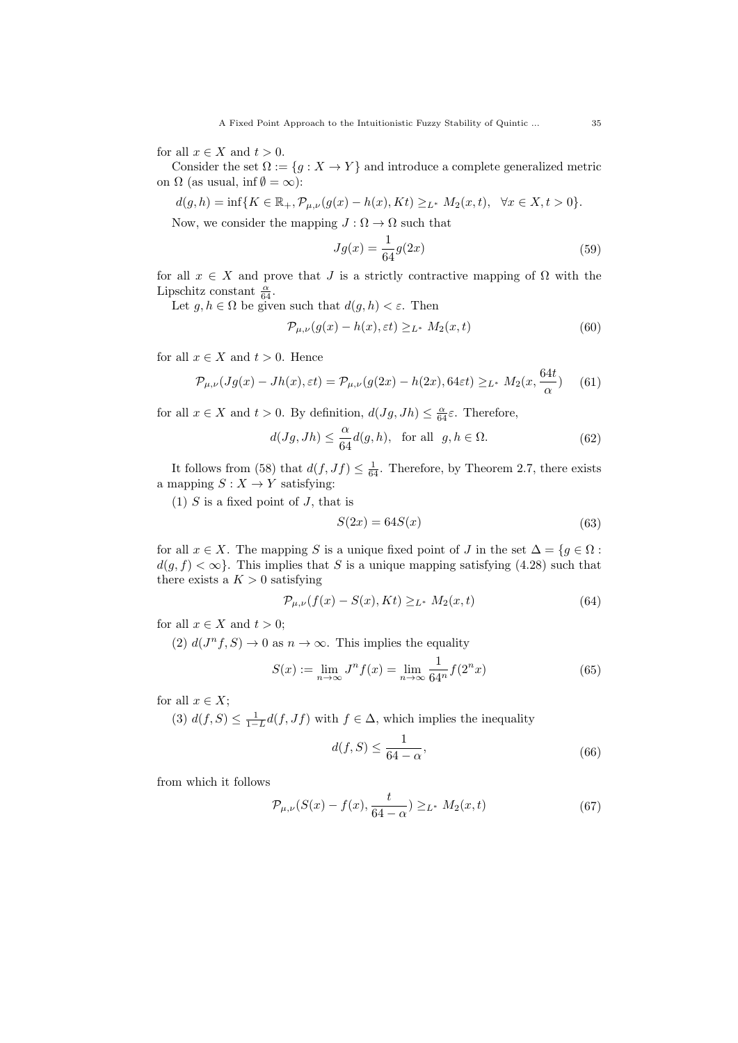for all $x \in X$ and $t > 0$.

Consider the set $\Omega := \{g : X \to Y\}$ and introduce a complete generalized metric on $\Omega$ (as usual, $\inf \emptyset = \infty$):

$$d(g,h) = \inf\{K \in \mathbb{R}_+, \mathcal{P}_{\mu,\nu}(g(x) - h(x), Kt) \geq_{L^*} M_2(x,t), \quad \forall x \in X, t > 0\}.$$

Now, we consider the mapping $J : \Omega \to \Omega$ such that

$$Jg(x) = \frac{1}{64} g(2x) \tag{59}$$

for all $x \in X$ and prove that $J$ is a strictly contractive mapping of $\Omega$ with the Lipschitz constant $\frac{\alpha}{64}$.

Let $g, h \in \Omega$ be given such that $d(g,h) < \varepsilon$. Then

$$\mathcal{P}_{\mu,\nu}(g(x) - h(x), \varepsilon t) \geq_{L^*} M_2(x,t) \tag{60}$$

for all $x \in X$ and $t > 0$. Hence

$$\mathcal{P}_{\mu,\nu}(Jg(x) - Jh(x), \varepsilon t) = \mathcal{P}_{\mu,\nu}(g(2x) - h(2x), 64\varepsilon t) \geq_{L^*} M_2(x, \frac{64t}{\alpha}) \tag{61}$$

for all $x \in X$ and $t > 0$. By definition, $d(Jg, Jh) \leq \frac{\alpha}{64}\varepsilon$. Therefore,

$$d(Jg, Jh) \leq \frac{\alpha}{64} d(g,h), \quad \text{for all} \quad g, h \in \Omega. \tag{62}$$

It follows from (58) that $d(f, Jf) \leq \frac{1}{64}$. Therefore, by Theorem 2.7, there exists a mapping $S : X \to Y$ satisfying:

(1) $S$ is a fixed point of $J$, that is

$$S(2x) = 64S(x) \tag{63}$$

for all $x \in X$. The mapping $S$ is a unique fixed point of $J$ in the set $\Delta = \{g \in \Omega : d(g,f) < \infty\}$. This implies that $S$ is a unique mapping satisfying (4.28) such that there exists a $K > 0$ satisfying

$$\mathcal{P}_{\mu,\nu}(f(x) - S(x), Kt) \geq_{L^*} M_2(x,t) \tag{64}$$

for all $x \in X$ and $t > 0$;

(2) $d(J^n f, S) \to 0$ as $n \to \infty$. This implies the equality

$$S(x) := \lim_{n\to\infty} J^n f(x) = \lim_{n\to\infty} \frac{1}{64^n} f(2^n x) \tag{65}$$

for all $x \in X$;

(3) $d(f,S) \leq \frac{1}{1-L} d(f, Jf)$ with $f \in \Delta$, which implies the inequality

$$d(f,S) \leq \frac{1}{64 - \alpha}, \tag{66}$$

from which it follows

$$\mathcal{P}_{\mu,\nu}(S(x) - f(x), \frac{t}{64-\alpha}) \geq_{L^*} M_2(x,t) \tag{67}$$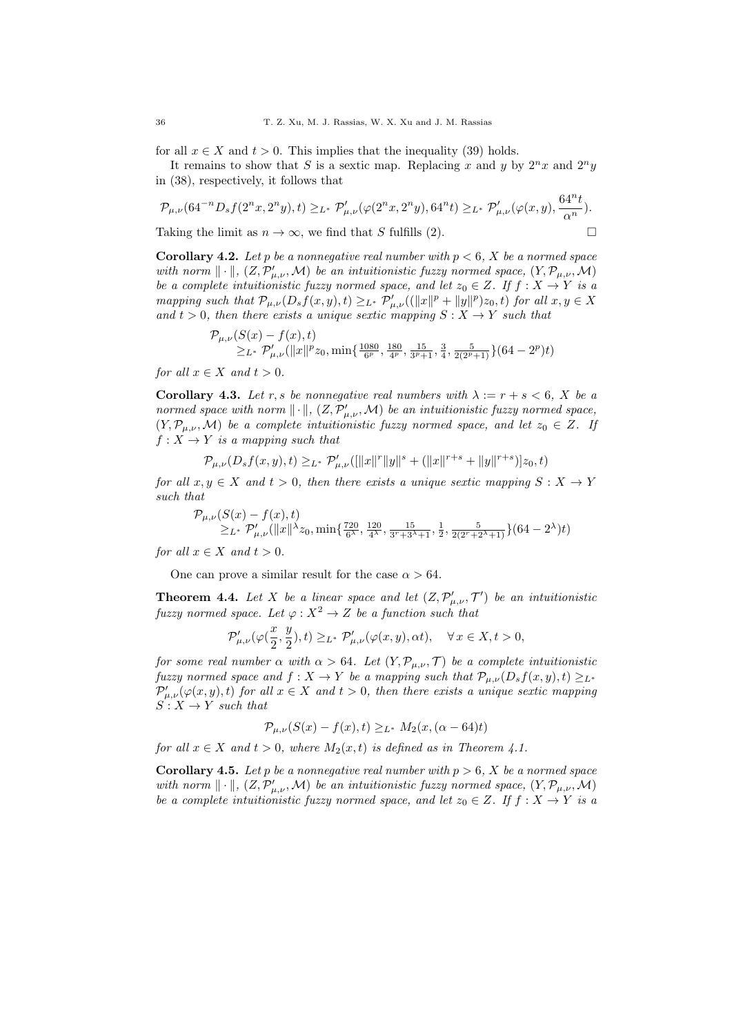for all $x \in X$ and $t > 0$. This implies that the inequality (39) holds.

It remains to show that $S$ is a sextic map. Replacing $x$ and $y$ by $2^n x$ and $2^n y$ in (38), respectively, it follows that

$$\mathcal{P}_{\mu,\nu}(64^{-n} D_s f(2^n x, 2^n y), t) \geq_{L^*} \mathcal{P}'_{\mu,\nu}(\varphi(2^n x, 2^n y), 64^n t) \geq_{L^*} \mathcal{P}'_{\mu,\nu}(\varphi(x,y), \frac{64^n t}{\alpha^n}).$$

Taking the limit as $n \to \infty$, we find that $S$ fulfills (2). $\square$

**Corollary 4.2.** *Let $p$ be a nonnegative real number with $p < 6$, $X$ be a normed space with norm $\|\cdot\|$, $(Z, \mathcal{P}'_{\mu,\nu}, \mathcal{M})$ be an intuitionistic fuzzy normed space, $(Y, \mathcal{P}_{\mu,\nu}, \mathcal{M})$ be a complete intuitionistic fuzzy normed space, and let $z_0 \in Z$. If $f : X \to Y$ is a mapping such that $\mathcal{P}_{\mu,\nu}(D_s f(x,y), t) \geq_{L^*} \mathcal{P}'_{\mu,\nu}((\|x\|^p + \|y\|^p) z_0, t)$ for all $x, y \in X$ and $t > 0$, then there exists a unique sextic mapping $S : X \to Y$ such that*

$$\begin{aligned}
&\mathcal{P}_{\mu,\nu}(S(x) - f(x), t) \\
&\quad \geq_{L^*} \mathcal{P}'_{\mu,\nu}(\|x\|^p z_0, \min\{\tfrac{1080}{6^p}, \tfrac{180}{4^p}, \tfrac{15}{3^p+1}, \tfrac{3}{4}, \tfrac{5}{2(2^p+1)}\}(64 - 2^p)t)
\end{aligned}$$

*for all $x \in X$ and $t > 0$.*

**Corollary 4.3.** *Let $r, s$ be nonnegative real numbers with $\lambda := r + s < 6$, $X$ be a normed space with norm $\|\cdot\|$, $(Z, \mathcal{P}'_{\mu,\nu}, \mathcal{M})$ be an intuitionistic fuzzy normed space, $(Y, \mathcal{P}_{\mu,\nu}, \mathcal{M})$ be a complete intuitionistic fuzzy normed space, and let $z_0 \in Z$. If $f : X \to Y$ is a mapping such that*

$$\mathcal{P}_{\mu,\nu}(D_s f(x,y), t) \geq_{L^*} \mathcal{P}'_{\mu,\nu}([\|x\|^r \|y\|^s + (\|x\|^{r+s} + \|y\|^{r+s})] z_0, t)$$

*for all $x, y \in X$ and $t > 0$, then there exists a unique sextic mapping $S : X \to Y$ such that*

$$\begin{aligned}
&\mathcal{P}_{\mu,\nu}(S(x) - f(x), t) \\
&\quad \geq_{L^*} \mathcal{P}'_{\mu,\nu}(\|x\|^\lambda z_0, \min\{\tfrac{720}{6^\lambda}, \tfrac{120}{4^\lambda}, \tfrac{15}{3^r+3^\lambda+1}, \tfrac{1}{2}, \tfrac{5}{2(2^r+2^\lambda+1)}\}(64 - 2^\lambda)t)
\end{aligned}$$

*for all $x \in X$ and $t > 0$.*

One can prove a similar result for the case $\alpha > 64$.

**Theorem 4.4.** *Let $X$ be a linear space and let $(Z, \mathcal{P}'_{\mu,\nu}, \mathcal{T}')$ be an intuitionistic fuzzy normed space. Let $\varphi : X^2 \to Z$ be a function such that*

$$\mathcal{P}'_{\mu,\nu}(\varphi(\frac{x}{2}, \frac{y}{2}), t) \geq_{L^*} \mathcal{P}'_{\mu,\nu}(\varphi(x,y), \alpha t), \quad \forall\, x \in X, t > 0,$$

*for some real number $\alpha$ with $\alpha > 64$. Let $(Y, \mathcal{P}_{\mu,\nu}, \mathcal{T})$ be a complete intuitionistic fuzzy normed space and $f : X \to Y$ be a mapping such that $\mathcal{P}_{\mu,\nu}(D_s f(x,y), t) \geq_{L^*} \mathcal{P}'_{\mu,\nu}(\varphi(x,y), t)$ for all $x \in X$ and $t > 0$, then there exists a unique sextic mapping $S : X \to Y$ such that*

$$\mathcal{P}_{\mu,\nu}(S(x) - f(x), t) \geq_{L^*} M_2(x, (\alpha - 64)t)$$

*for all $x \in X$ and $t > 0$, where $M_2(x,t)$ is defined as in Theorem 4.1.*

**Corollary 4.5.** *Let $p$ be a nonnegative real number with $p > 6$, $X$ be a normed space with norm $\|\cdot\|$, $(Z, \mathcal{P}'_{\mu,\nu}, \mathcal{M})$ be an intuitionistic fuzzy normed space, $(Y, \mathcal{P}_{\mu,\nu}, \mathcal{M})$ be a complete intuitionistic fuzzy normed space, and let $z_0 \in Z$. If $f : X \to Y$ is a*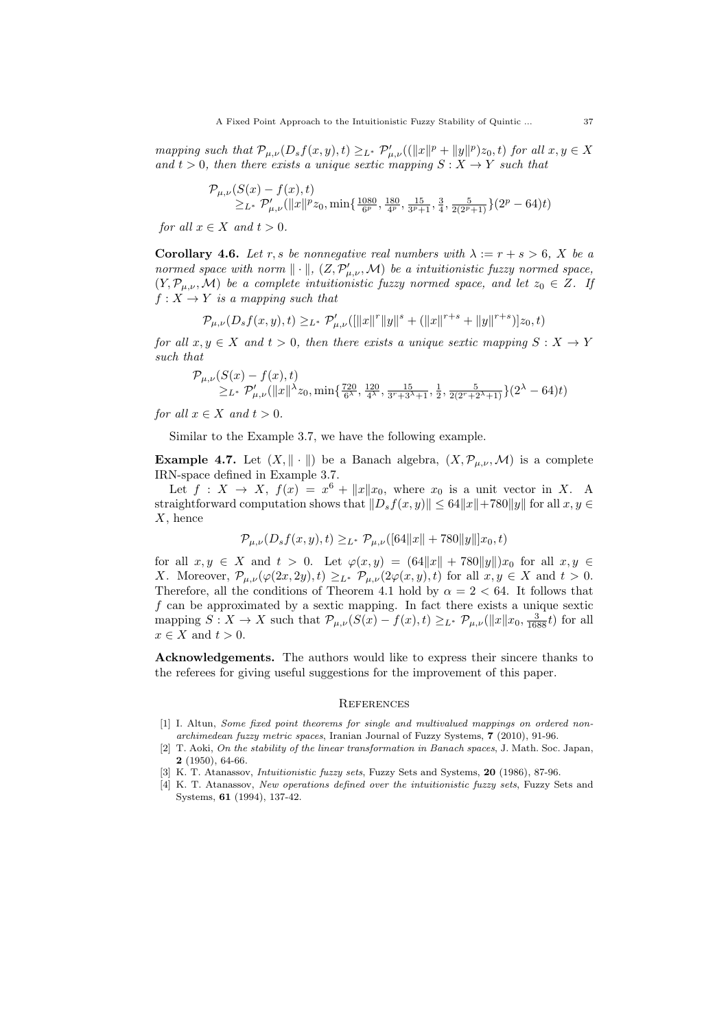*mapping such that* $\mathcal{P}_{\mu,\nu}(D_s f(x,y),t) \geq_{L^*} \mathcal{P}'_{\mu,\nu}((\|x\|^p + \|y\|^p)z_0, t)$ *for all* $x, y \in X$ *and* $t > 0$*, then there exists a unique sextic mapping* $S : X \to Y$ *such that*

$$\begin{aligned}
&\mathcal{P}_{\mu,\nu}(S(x) - f(x), t) \\
&\quad \geq_{L^*} \mathcal{P}'_{\mu,\nu}(\|x\|^p z_0, \min\{\tfrac{1080}{6^p}, \tfrac{180}{4^p}, \tfrac{15}{3^p+1}, \tfrac{3}{4}, \tfrac{5}{2(2^p+1)}\}(2^p - 64)t)
\end{aligned}$$

*for all* $x \in X$ *and* $t > 0$.

**Corollary 4.6.** *Let* $r, s$ *be nonnegative real numbers with* $\lambda := r + s > 6$*,* $X$ *be a normed space with norm* $\|\cdot\|$*,* $(Z, \mathcal{P}'_{\mu,\nu}, \mathcal{M})$ *be a intuitionistic fuzzy normed space,* $(Y, \mathcal{P}_{\mu,\nu}, \mathcal{M})$ *be a complete intuitionistic fuzzy normed space, and let* $z_0 \in Z$*. If* $f : X \to Y$ *is a mapping such that*

$$\mathcal{P}_{\mu,\nu}(D_s f(x,y), t) \geq_{L^*} \mathcal{P}'_{\mu,\nu}([\|x\|^r \|y\|^s + (\|x\|^{r+s} + \|y\|^{r+s})]z_0, t)$$

*for all* $x, y \in X$ *and* $t > 0$*, then there exists a unique sextic mapping* $S : X \to Y$ *such that*

$$\begin{aligned}
&\mathcal{P}_{\mu,\nu}(S(x) - f(x), t) \\
&\quad \geq_{L^*} \mathcal{P}'_{\mu,\nu}(\|x\|^\lambda z_0, \min\{\tfrac{720}{6^\lambda}, \tfrac{120}{4^\lambda}, \tfrac{15}{3^r+3^\lambda+1}, \tfrac{1}{2}, \tfrac{5}{2(2^r+2^\lambda+1)}\}(2^\lambda - 64)t)
\end{aligned}$$

*for all* $x \in X$ *and* $t > 0$.

Similar to the Example 3.7, we have the following example.

**Example 4.7.** Let $(X, \|\cdot\|)$ be a Banach algebra, $(X, \mathcal{P}_{\mu,\nu}, \mathcal{M})$ is a complete IRN-space defined in Example 3.7.

Let $f : X \to X$, $f(x) = x^6 + \|x\|x_0$, where $x_0$ is a unit vector in $X$. A straightforward computation shows that $\|D_s f(x,y)\| \leq 64\|x\| + 780\|y\|$ for all $x, y \in X$, hence

$$\mathcal{P}_{\mu,\nu}(D_s f(x,y), t) \geq_{L^*} \mathcal{P}_{\mu,\nu}([64\|x\| + 780\|y\|]x_0, t)$$

for all $x, y \in X$ and $t > 0$. Let $\varphi(x,y) = (64\|x\| + 780\|y\|)x_0$ for all $x, y \in X$. Moreover, $\mathcal{P}_{\mu,\nu}(\varphi(2x, 2y), t) \geq_{L^*} \mathcal{P}_{\mu,\nu}(2\varphi(x,y), t)$ for all $x, y \in X$ and $t > 0$. Therefore, all the conditions of Theorem 4.1 hold by $\alpha = 2 < 64$. It follows that $f$ can be approximated by a sextic mapping. In fact there exists a unique sextic mapping $S : X \to X$ such that $\mathcal{P}_{\mu,\nu}(S(x) - f(x), t) \geq_{L^*} \mathcal{P}_{\mu,\nu}(\|x\|x_0, \frac{3}{1688}t)$ for all $x \in X$ and $t > 0$.

**Acknowledgements.** The authors would like to express their sincere thanks to the referees for giving useful suggestions for the improvement of this paper.

## References

[1] I. Altun, *Some fixed point theorems for single and multivalued mappings on ordered non-archimedean fuzzy metric spaces*, Iranian Journal of Fuzzy Systems, **7** (2010), 91-96.

[2] T. Aoki, *On the stability of the linear transformation in Banach spaces*, J. Math. Soc. Japan, **2** (1950), 64-66.

[3] K. T. Atanassov, *Intuitionistic fuzzy sets*, Fuzzy Sets and Systems, **20** (1986), 87-96.

[4] K. T. Atanassov, *New operations defined over the intuitionistic fuzzy sets*, Fuzzy Sets and Systems, **61** (1994), 137-42.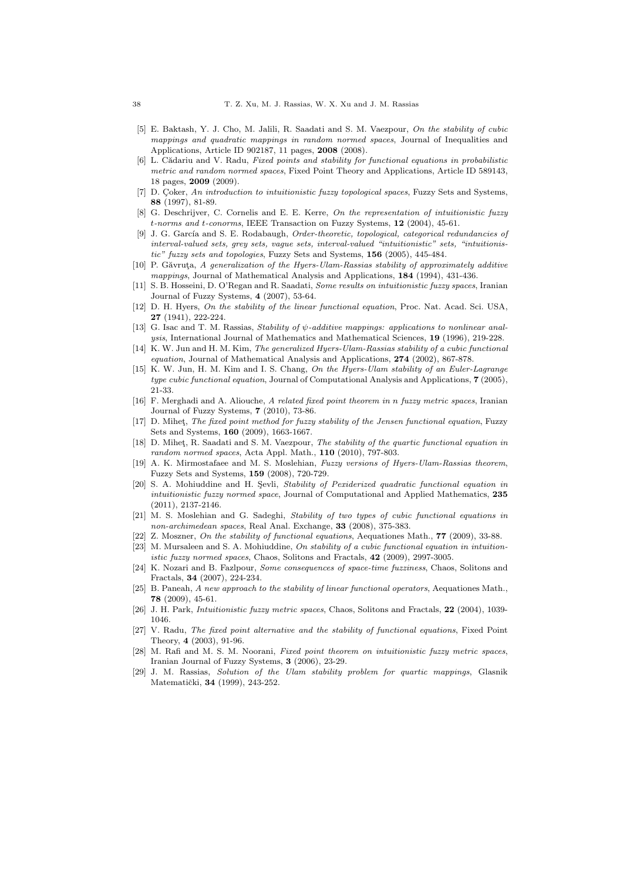[5] E. Baktash, Y. J. Cho, M. Jalili, R. Saadati and S. M. Vaezpour, *On the stability of cubic mappings and quadratic mappings in random normed spaces*, Journal of Inequalities and Applications, Article ID 902187, 11 pages, **2008** (2008).

[6] L. Cădariu and V. Radu, *Fixed points and stability for functional equations in probabilistic metric and random normed spaces*, Fixed Point Theory and Applications, Article ID 589143, 18 pages, **2009** (2009).

[7] D. Çoker, *An introduction to intuitionistic fuzzy topological spaces*, Fuzzy Sets and Systems, **88** (1997), 81-89.

[8] G. Deschrijver, C. Cornelis and E. E. Kerre, *On the representation of intuitionistic fuzzy t-norms and t-conorms*, IEEE Transaction on Fuzzy Systems, **12** (2004), 45-61.

[9] J. G. García and S. E. Rodabaugh, *Order-theoretic, topological, categorical redundancies of interval-valued sets, grey sets, vague sets, interval-valued "intuitionistic" sets, "intuitionistic" fuzzy sets and topologies*, Fuzzy Sets and Systems, **156** (2005), 445-484.

[10] P. Găvruţa, *A generalization of the Hyers-Ulam-Rassias stability of approximately additive mappings*, Journal of Mathematical Analysis and Applications, **184** (1994), 431-436.

[11] S. B. Hosseini, D. O'Regan and R. Saadati, *Some results on intuitionistic fuzzy spaces*, Iranian Journal of Fuzzy Systems, **4** (2007), 53-64.

[12] D. H. Hyers, *On the stability of the linear functional equation*, Proc. Nat. Acad. Sci. USA, **27** (1941), 222-224.

[13] G. Isac and T. M. Rassias, *Stability of $\psi$-additive mappings: applications to nonlinear analysis*, International Journal of Mathematics and Mathematical Sciences, **19** (1996), 219-228.

[14] K. W. Jun and H. M. Kim, *The generalized Hyers-Ulam-Rassias stability of a cubic functional equation*, Journal of Mathematical Analysis and Applications, **274** (2002), 867-878.

[15] K. W. Jun, H. M. Kim and I. S. Chang, *On the Hyers-Ulam stability of an Euler-Lagrange type cubic functional equation*, Journal of Computational Analysis and Applications, **7** (2005), 21-33.

[16] F. Merghadi and A. Aliouche, *A related fixed point theorem in n fuzzy metric spaces*, Iranian Journal of Fuzzy Systems, **7** (2010), 73-86.

[17] D. Miheţ, *The fixed point method for fuzzy stability of the Jensen functional equation*, Fuzzy Sets and Systems, **160** (2009), 1663-1667.

[18] D. Miheţ, R. Saadati and S. M. Vaezpour, *The stability of the quartic functional equation in random normed spaces*, Acta Appl. Math., **110** (2010), 797-803.

[19] A. K. Mirmostafaee and M. S. Moslehian, *Fuzzy versions of Hyers-Ulam-Rassias theorem*, Fuzzy Sets and Systems, **159** (2008), 720-729.

[20] S. A. Mohiuddine and H. Şevli, *Stability of Pexiderized quadratic functional equation in intuitionistic fuzzy normed space*, Journal of Computational and Applied Mathematics, **235** (2011), 2137-2146.

[21] M. S. Moslehian and G. Sadeghi, *Stability of two types of cubic functional equations in non-archimedean spaces*, Real Anal. Exchange, **33** (2008), 375-383.

[22] Z. Moszner, *On the stability of functional equations*, Aequationes Math., **77** (2009), 33-88.

[23] M. Mursaleen and S. A. Mohiuddine, *On stability of a cubic functional equation in intuitionistic fuzzy normed spaces*, Chaos, Solitons and Fractals, **42** (2009), 2997-3005.

[24] K. Nozari and B. Fazlpour, *Some consequences of space-time fuzziness*, Chaos, Solitons and Fractals, **34** (2007), 224-234.

[25] B. Paneah, *A new approach to the stability of linear functional operators*, Aequationes Math., **78** (2009), 45-61.

[26] J. H. Park, *Intuitionistic fuzzy metric spaces*, Chaos, Solitons and Fractals, **22** (2004), 1039-1046.

[27] V. Radu, *The fixed point alternative and the stability of functional equations*, Fixed Point Theory, **4** (2003), 91-96.

[28] M. Rafi and M. S. M. Noorani, *Fixed point theorem on intuitionistic fuzzy metric spaces*, Iranian Journal of Fuzzy Systems, **3** (2006), 23-29.

[29] J. M. Rassias, *Solution of the Ulam stability problem for quartic mappings*, Glasnik Matematički, **34** (1999), 243-252.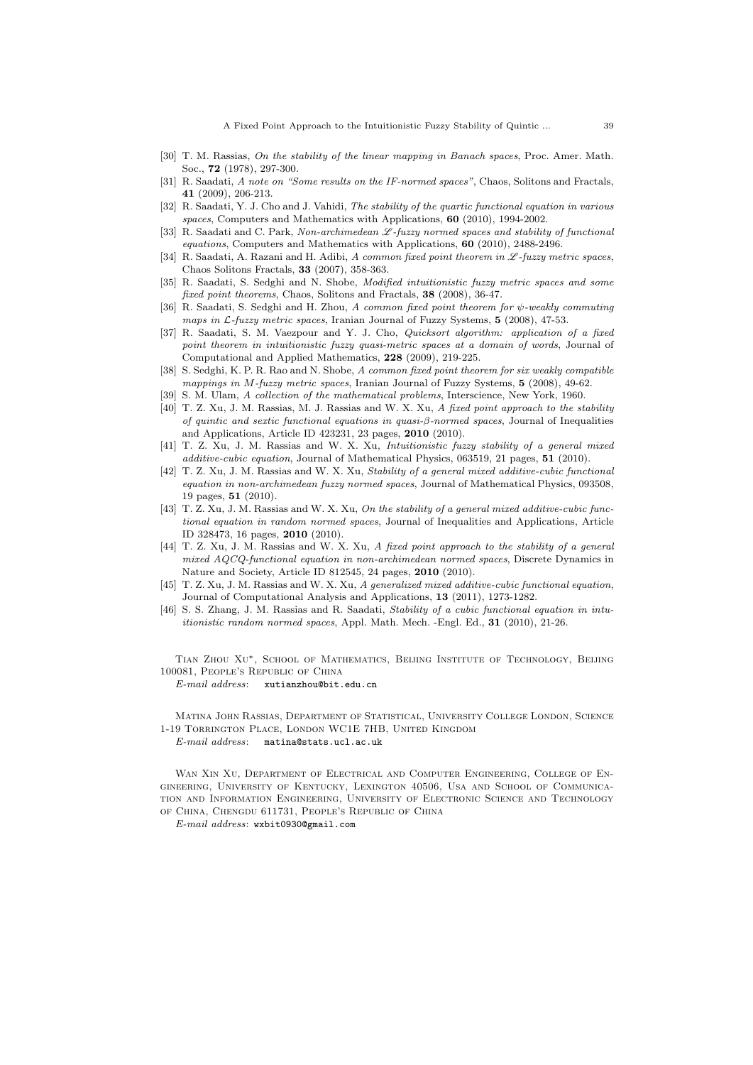[30] T. M. Rassias, *On the stability of the linear mapping in Banach spaces*, Proc. Amer. Math. Soc., **72** (1978), 297-300.

[31] R. Saadati, *A note on "Some results on the IF-normed spaces"*, Chaos, Solitons and Fractals, **41** (2009), 206-213.

[32] R. Saadati, Y. J. Cho and J. Vahidi, *The stability of the quartic functional equation in various spaces*, Computers and Mathematics with Applications, **60** (2010), 1994-2002.

[33] R. Saadati and C. Park, *Non-archimedean $\mathscr{L}$-fuzzy normed spaces and stability of functional equations*, Computers and Mathematics with Applications, **60** (2010), 2488-2496.

[34] R. Saadati, A. Razani and H. Adibi, *A common fixed point theorem in $\mathscr{L}$-fuzzy metric spaces*, Chaos Solitons Fractals, **33** (2007), 358-363.

[35] R. Saadati, S. Sedghi and N. Shobe, *Modified intuitionistic fuzzy metric spaces and some fixed point theorems*, Chaos, Solitons and Fractals, **38** (2008), 36-47.

[36] R. Saadati, S. Sedghi and H. Zhou, *A common fixed point theorem for $\psi$-weakly commuting maps in $\mathcal{L}$-fuzzy metric spaces*, Iranian Journal of Fuzzy Systems, **5** (2008), 47-53.

[37] R. Saadati, S. M. Vaezpour and Y. J. Cho, *Quicksort algorithm: application of a fixed point theorem in intuitionistic fuzzy quasi-metric spaces at a domain of words*, Journal of Computational and Applied Mathematics, **228** (2009), 219-225.

[38] S. Sedghi, K. P. R. Rao and N. Shobe, *A common fixed point theorem for six weakly compatible mappings in M-fuzzy metric spaces*, Iranian Journal of Fuzzy Systems, **5** (2008), 49-62.

[39] S. M. Ulam, *A collection of the mathematical problems*, Interscience, New York, 1960.

[40] T. Z. Xu, J. M. Rassias, M. J. Rassias and W. X. Xu, *A fixed point approach to the stability of quintic and sextic functional equations in quasi-$\beta$-normed spaces*, Journal of Inequalities and Applications, Article ID 423231, 23 pages, **2010** (2010).

[41] T. Z. Xu, J. M. Rassias and W. X. Xu, *Intuitionistic fuzzy stability of a general mixed additive-cubic equation*, Journal of Mathematical Physics, 063519, 21 pages, **51** (2010).

[42] T. Z. Xu, J. M. Rassias and W. X. Xu, *Stability of a general mixed additive-cubic functional equation in non-archimedean fuzzy normed spaces*, Journal of Mathematical Physics, 093508, 19 pages, **51** (2010).

[43] T. Z. Xu, J. M. Rassias and W. X. Xu, *On the stability of a general mixed additive-cubic functional equation in random normed spaces*, Journal of Inequalities and Applications, Article ID 328473, 16 pages, **2010** (2010).

[44] T. Z. Xu, J. M. Rassias and W. X. Xu, *A fixed point approach to the stability of a general mixed AQCQ-functional equation in non-archimedean normed spaces*, Discrete Dynamics in Nature and Society, Article ID 812545, 24 pages, **2010** (2010).

[45] T. Z. Xu, J. M. Rassias and W. X. Xu, *A generalized mixed additive-cubic functional equation*, Journal of Computational Analysis and Applications, **13** (2011), 1273-1282.

[46] S. S. Zhang, J. M. Rassias and R. Saadati, *Stability of a cubic functional equation in intuitionistic random normed spaces*, Appl. Math. Mech. -Engl. Ed., **31** (2010), 21-26.

Tian Zhou Xu*, School of Mathematics, Beijing Institute of Technology, Beijing 100081, People's Republic of China

*E-mail address*: xutianzhou@bit.edu.cn

Matina John Rassias, Department of Statistical, University College London, Science 1-19 Torrington Place, London WC1E 7HB, United Kingdom

*E-mail address*: matina@stats.ucl.ac.uk

Wan Xin Xu, Department of Electrical and Computer Engineering, College of Engineering, University of Kentucky, Lexington 40506, Usa and School of Communication and Information Engineering, University of Electronic Science and Technology of China, Chengdu 611731, People's Republic of China

*E-mail address*: wxbit0930@gmail.com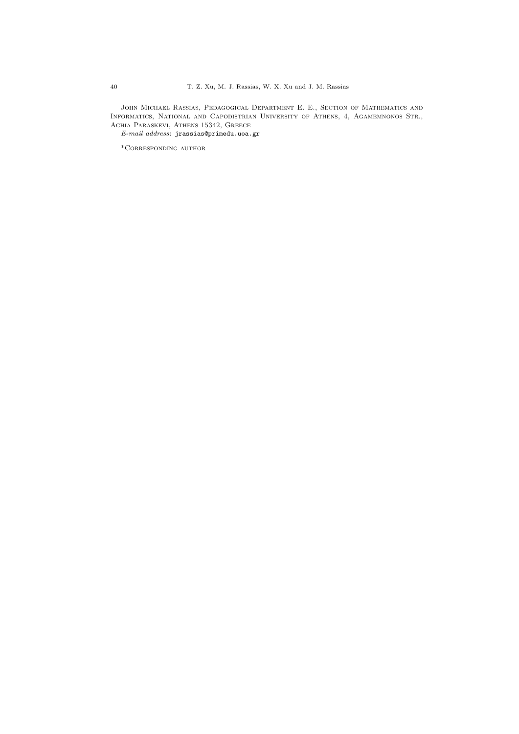John Michael Rassias, Pedagogical Department E. E., Section of Mathematics and Informatics, National and Capodistrian University of Athens, 4, Agamemnonos Str., Aghia Paraskevi, Athens 15342, Greece

*E-mail address*: jrassias@primedu.uoa.gr

*Corresponding author